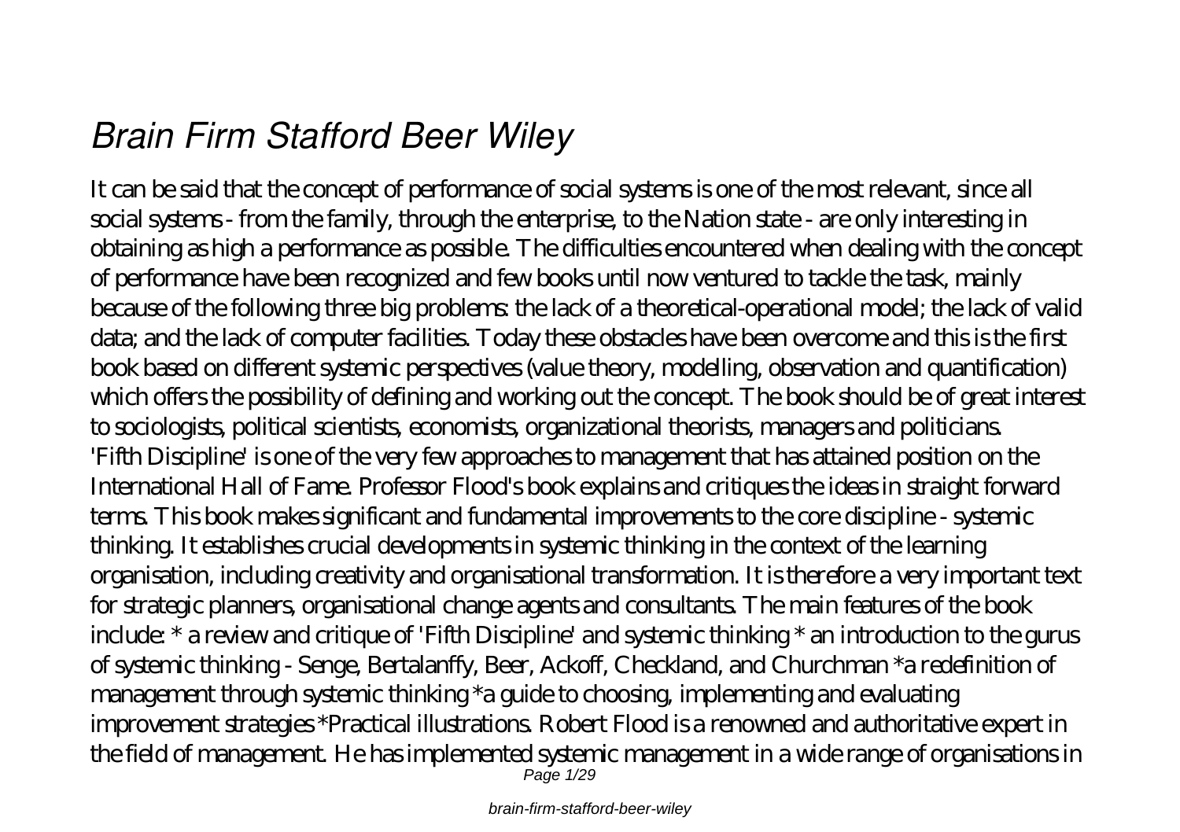# *Brain Firm Stafford Beer Wiley*

It can be said that the concept of performance of social systems is one of the most relevant, since all social systems - from the family, through the enterprise, to the Nation state - are only interesting in obtaining as high a performance as possible. The difficulties encountered when dealing with the concept of performance have been recognized and few books until now ventured to tackle the task, mainly because of the following three big problems: the lack of a theoretical-operational model; the lack of valid data; and the lack of computer facilities. Today these obstacles have been overcome and this is the first book based on different systemic perspectives (value theory, modelling, observation and quantification) which offers the possibility of defining and working out the concept. The book should be of great interest to sociologists, political scientists, economists, organizational theorists, managers and politicians.

'Fifth Discipline' is one of the very few approaches to management that has attained position on the International Hall of Fame. Professor Flood's book explains and critiques the ideas in straight forward terms. This book makes significant and fundamental improvements to the core discipline - systemic thinking. It establishes crucial developments in systemic thinking in the context of the learning organisation, including creativity and organisational transformation. It is therefore a very important text for strategic planners, organisational change agents and consultants. The main features of the book include: * a review and critique of 'Fifth Discipline' and systemic thinking * an introduction to the gurus of systemic thinking - Senge, Bertalanffy, Beer, Ackoff, Checkland, and Churchman *a redefinition of management through systemic thinking *a guide to choosing, implementing and evaluating improvement strategies *Practical illustrations. Robert Flood is a renowned and authoritative expert in the field of management. He has implemented systemic management in a wide range of organisations in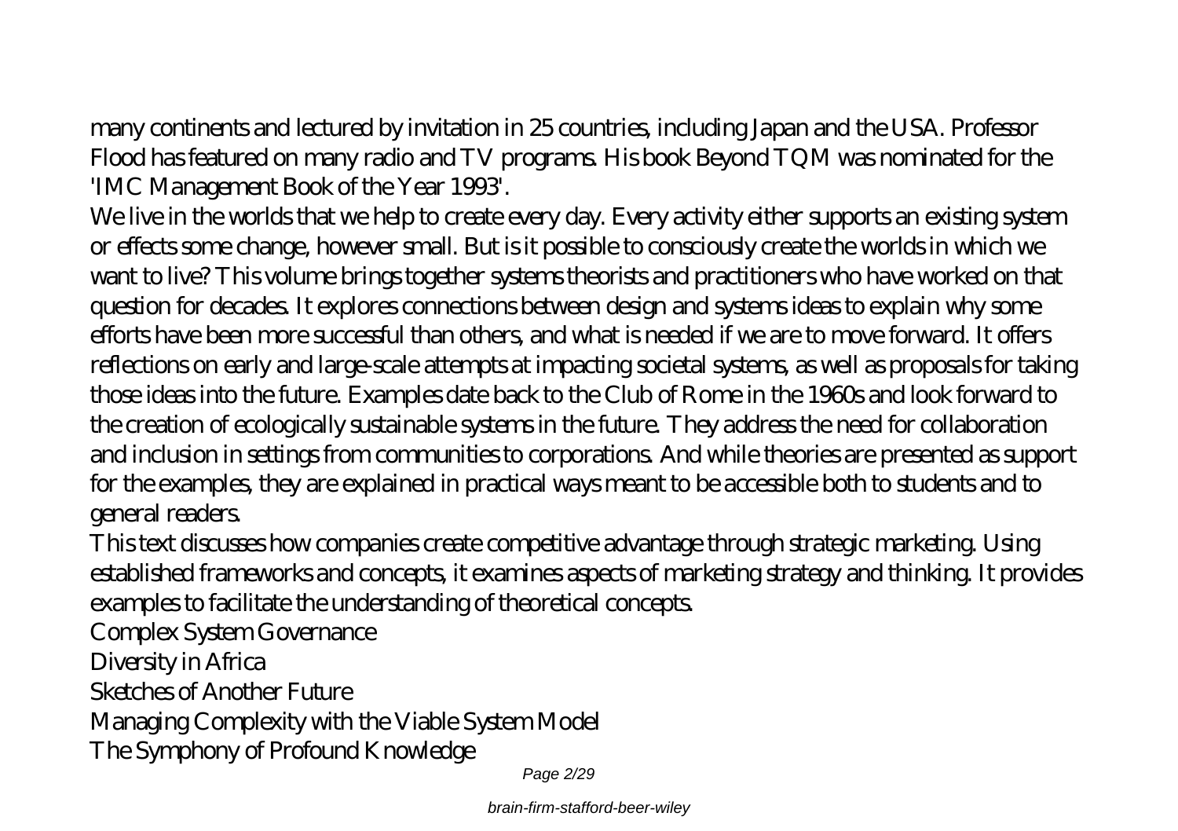many continents and lectured by invitation in 25 countries, including Japan and the USA. Professor Flood has featured on many radio and TV programs. His book Beyond TQM was nominated for the 'IMC Management Book of the Year 1993'.

We live in the worlds that we help to create every day. Every activity either supports an existing system or effects some change, however small. But is it possible to consciously create the worlds in which we want to live? This volume brings together systems theorists and practitioners who have worked on that question for decades. It explores connections between design and systems ideas to explain why some efforts have been more successful than others, and what is needed if we are to move forward. It offers reflections on early and large-scale attempts at impacting societal systems, as well as proposals for taking those ideas into the future. Examples date back to the Club of Rome in the 1960s and look forward to the creation of ecologically sustainable systems in the future. They address the need for collaboration and inclusion in settings from communities to corporations. And while theories are presented as support for the examples, they are explained in practical ways meant to be accessible both to students and to general readers.

This text discusses how companies create competitive advantage through strategic marketing. Using established frameworks and concepts, it examines aspects of marketing strategy and thinking. It provides examples to facilitate the understanding of theoretical concepts.

Complex System Governance

Diversity in Africa

Sketches of Another Future

Managing Complexity with the Viable System Model

The Symphony of Profound Knowledge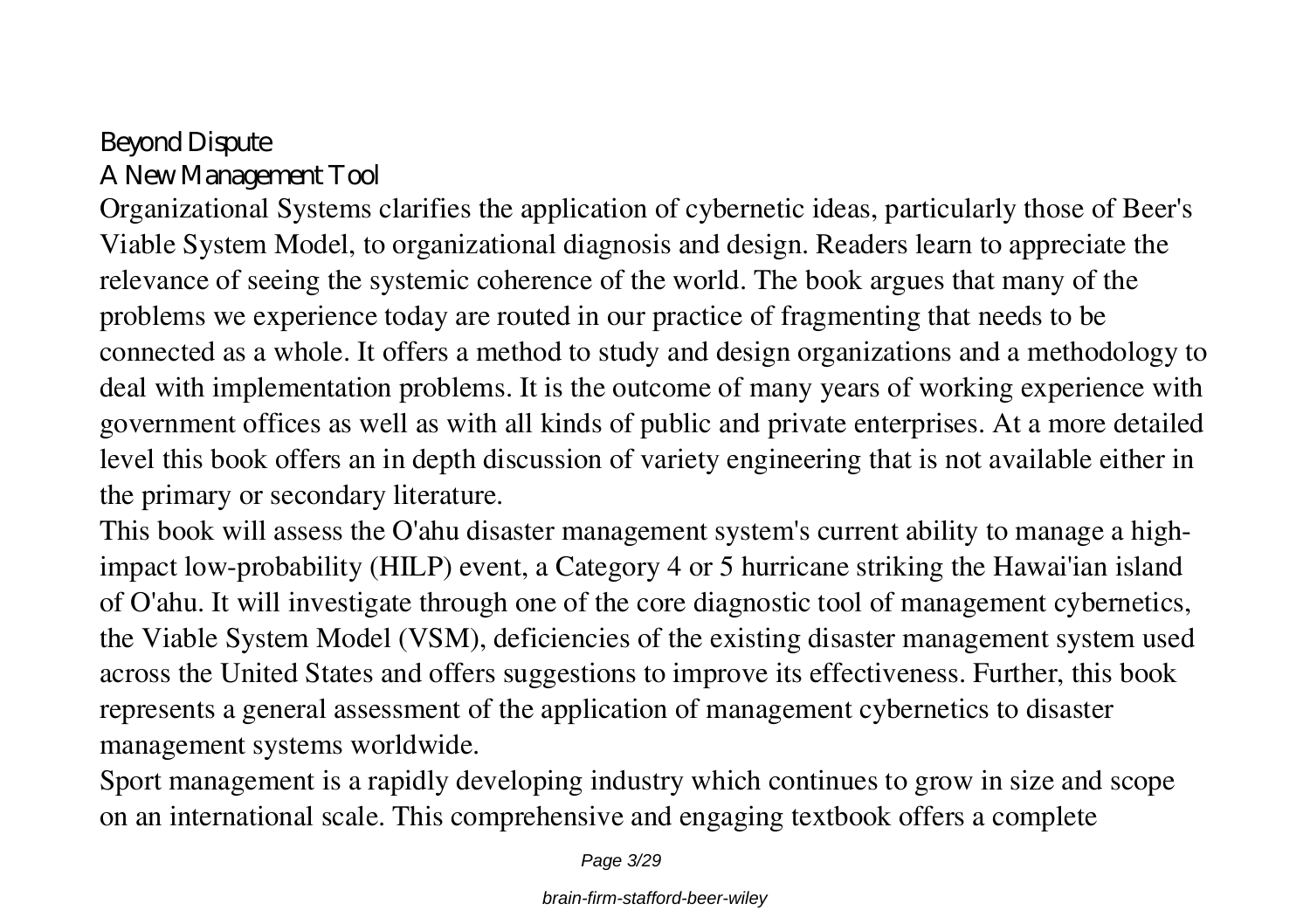## Beyond Dispute

### A New Management Tool

Organizational Systems clarifies the application of cybernetic ideas, particularly those of Beer's Viable System Model, to organizational diagnosis and design. Readers learn to appreciate the relevance of seeing the systemic coherence of the world. The book argues that many of the problems we experience today are routed in our practice of fragmenting that needs to be connected as a whole. It offers a method to study and design organizations and a methodology to deal with implementation problems. It is the outcome of many years of working experience with government offices as well as with all kinds of public and private enterprises. At a more detailed level this book offers an in depth discussion of variety engineering that is not available either in the primary or secondary literature.

This book will assess the O'ahu disaster management system's current ability to manage a high-impact low-probability (HILP) event, a Category 4 or 5 hurricane striking the Hawai'ian island of O'ahu. It will investigate through one of the core diagnostic tool of management cybernetics, the Viable System Model (VSM), deficiencies of the existing disaster management system used across the United States and offers suggestions to improve its effectiveness. Further, this book represents a general assessment of the application of management cybernetics to disaster management systems worldwide.

Sport management is a rapidly developing industry which continues to grow in size and scope on an international scale. This comprehensive and engaging textbook offers a complete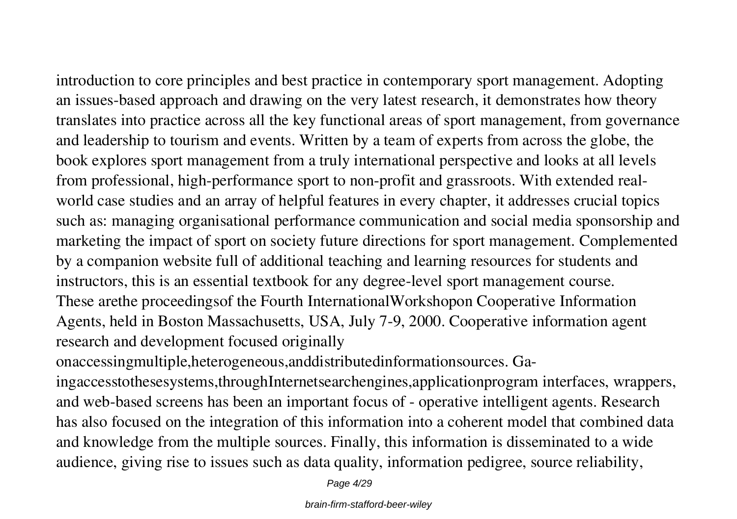introduction to core principles and best practice in contemporary sport management. Adopting an issues-based approach and drawing on the very latest research, it demonstrates how theory translates into practice across all the key functional areas of sport management, from governance and leadership to tourism and events. Written by a team of experts from across the globe, the book explores sport management from a truly international perspective and looks at all levels from professional, high-performance sport to non-profit and grassroots. With extended real-world case studies and an array of helpful features in every chapter, it addresses crucial topics such as: managing organisational performance communication and social media sponsorship and marketing the impact of sport on society future directions for sport management. Complemented by a companion website full of additional teaching and learning resources for students and instructors, this is an essential textbook for any degree-level sport management course.

These arethe proceedingsof the Fourth InternationalWorkshopon Cooperative Information Agents, held in Boston Massachusetts, USA, July 7-9, 2000. Cooperative information agent research and development focused originally onaccessingmultiple,heterogeneous,anddistributedinformationsources. Ga-ingaccesstothesesystems,throughInternetsearchengines,applicationprogram interfaces, wrappers, and web-based screens has been an important focus of - operative intelligent agents. Research has also focused on the integration of this information into a coherent model that combined data and knowledge from the multiple sources. Finally, this information is disseminated to a wide audience, giving rise to issues such as data quality, information pedigree, source reliability,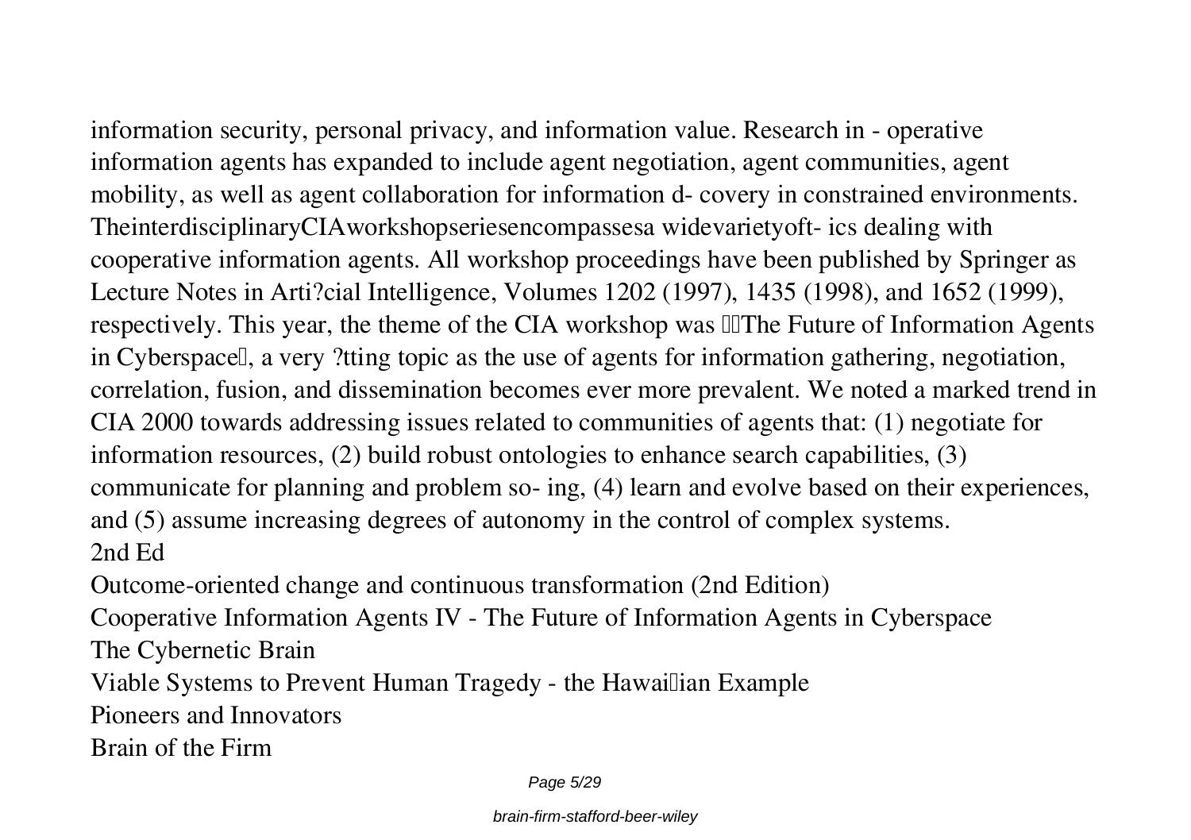information security, personal privacy, and information value. Research in - operative information agents has expanded to include agent negotiation, agent communities, agent mobility, as well as agent collaboration for information d- covery in constrained environments. TheinterdisciplinaryCIAworkshopseriesencompassesa widevarietyoft- ics dealing with cooperative information agents. All workshop proceedings have been published by Springer as Lecture Notes in Arti?cial Intelligence, Volumes 1202 (1997), 1435 (1998), and 1652 (1999), respectively. This year, the theme of the CIA workshop was The Future of Information Agents in Cyberspace, a very ?tting topic as the use of agents for information gathering, negotiation, correlation, fusion, and dissemination becomes ever more prevalent. We noted a marked trend in CIA 2000 towards addressing issues related to communities of agents that: (1) negotiate for information resources, (2) build robust ontologies to enhance search capabilities, (3) communicate for planning and problem so- ing, (4) learn and evolve based on their experiences, and (5) assume increasing degrees of autonomy in the control of complex systems.

2nd Ed

Outcome-oriented change and continuous transformation (2nd Edition)

Cooperative Information Agents IV - The Future of Information Agents in Cyberspace

The Cybernetic Brain

Viable Systems to Prevent Human Tragedy - the Hawaiian Example

Pioneers and Innovators

Brain of the Firm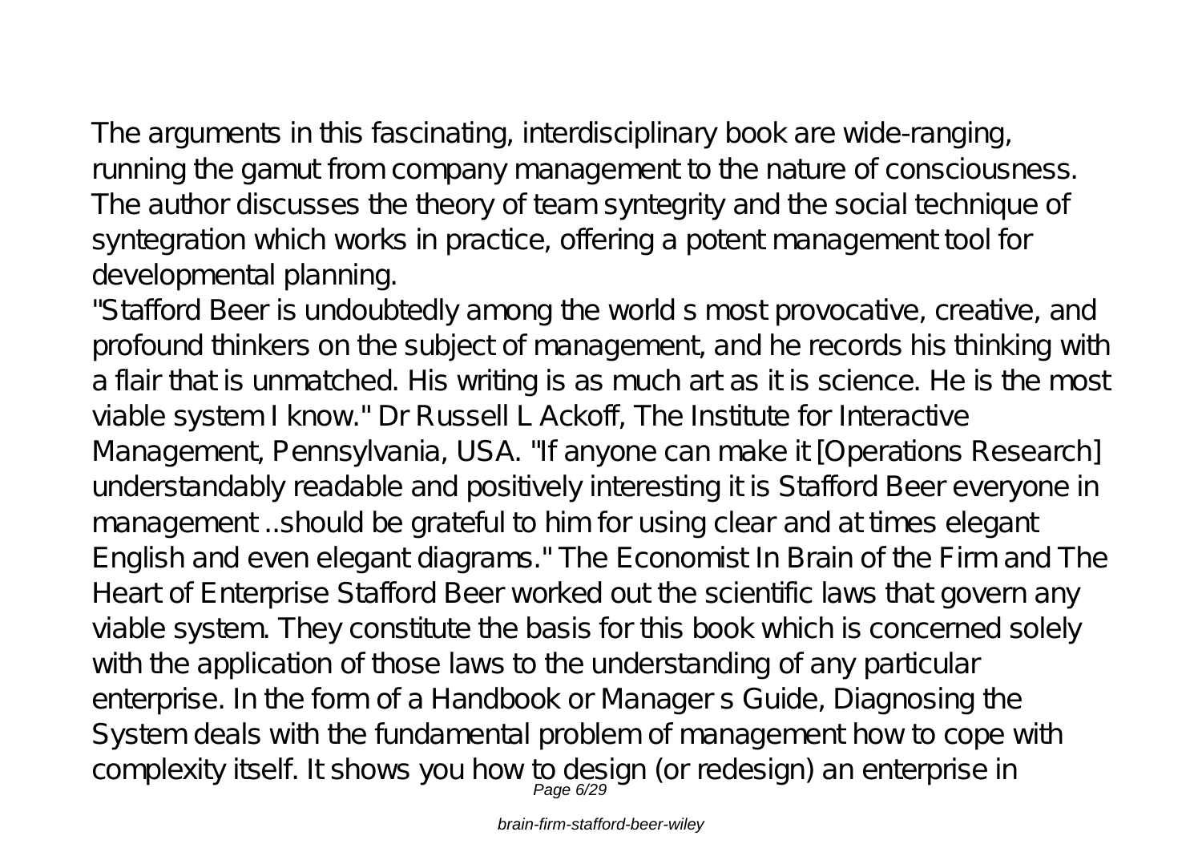The arguments in this fascinating, interdisciplinary book are wide-ranging, running the gamut from company management to the nature of consciousness. The author discusses the theory of team syntegrity and the social technique of syntegration which works in practice, offering a potent management tool for developmental planning.

"Stafford Beer is undoubtedly among the world s most provocative, creative, and profound thinkers on the subject of management, and he records his thinking with a flair that is unmatched. His writing is as much art as it is science. He is the most viable system I know." Dr Russell L Ackoff, The Institute for Interactive Management, Pennsylvania, USA. "If anyone can make it [Operations Research] understandably readable and positively interesting it is Stafford Beer everyone in management ..should be grateful to him for using clear and at times elegant English and even elegant diagrams." The Economist In Brain of the Firm and The Heart of Enterprise Stafford Beer worked out the scientific laws that govern any viable system. They constitute the basis for this book which is concerned solely with the application of those laws to the understanding of any particular enterprise. In the form of a Handbook or Manager s Guide, Diagnosing the System deals with the fundamental problem of management how to cope with complexity itself. It shows you how to design (or redesign) an enterprise in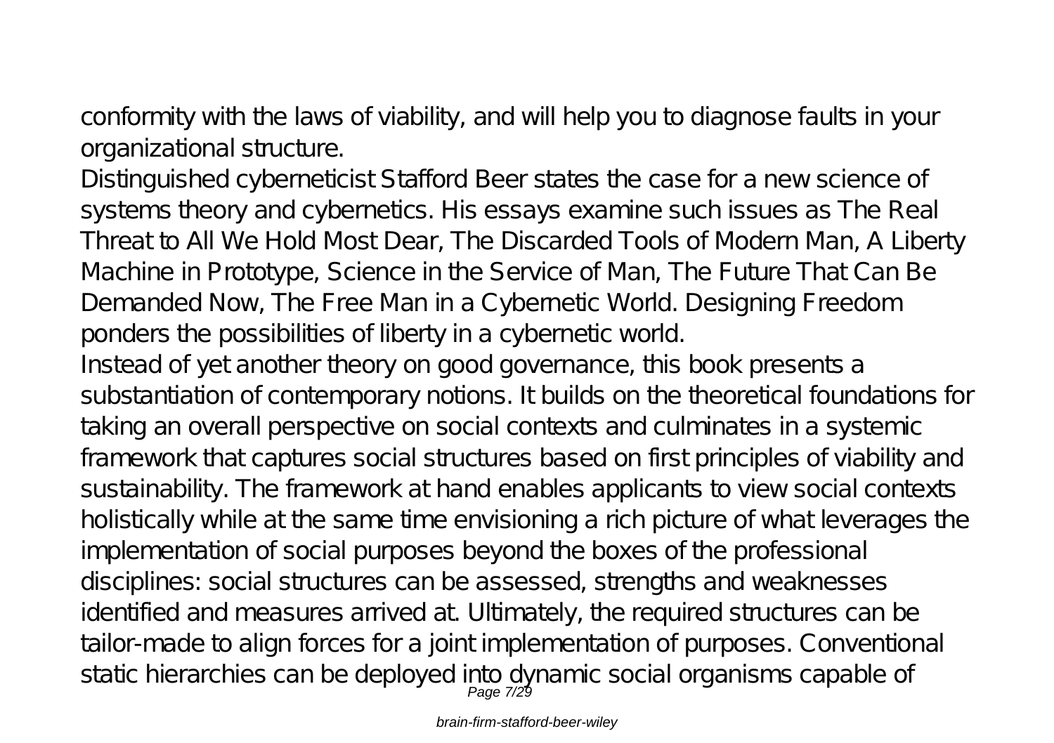conformity with the laws of viability, and will help you to diagnose faults in your organizational structure.

Distinguished cyberneticist Stafford Beer states the case for a new science of systems theory and cybernetics. His essays examine such issues as The Real Threat to All We Hold Most Dear, The Discarded Tools of Modern Man, A Liberty Machine in Prototype, Science in the Service of Man, The Future That Can Be Demanded Now, The Free Man in a Cybernetic World. Designing Freedom ponders the possibilities of liberty in a cybernetic world.

Instead of yet another theory on good governance, this book presents a substantiation of contemporary notions. It builds on the theoretical foundations for taking an overall perspective on social contexts and culminates in a systemic framework that captures social structures based on first principles of viability and sustainability. The framework at hand enables applicants to view social contexts holistically while at the same time envisioning a rich picture of what leverages the implementation of social purposes beyond the boxes of the professional disciplines: social structures can be assessed, strengths and weaknesses identified and measures arrived at. Ultimately, the required structures can be tailor-made to align forces for a joint implementation of purposes. Conventional static hierarchies can be deployed into dynamic social organisms capable of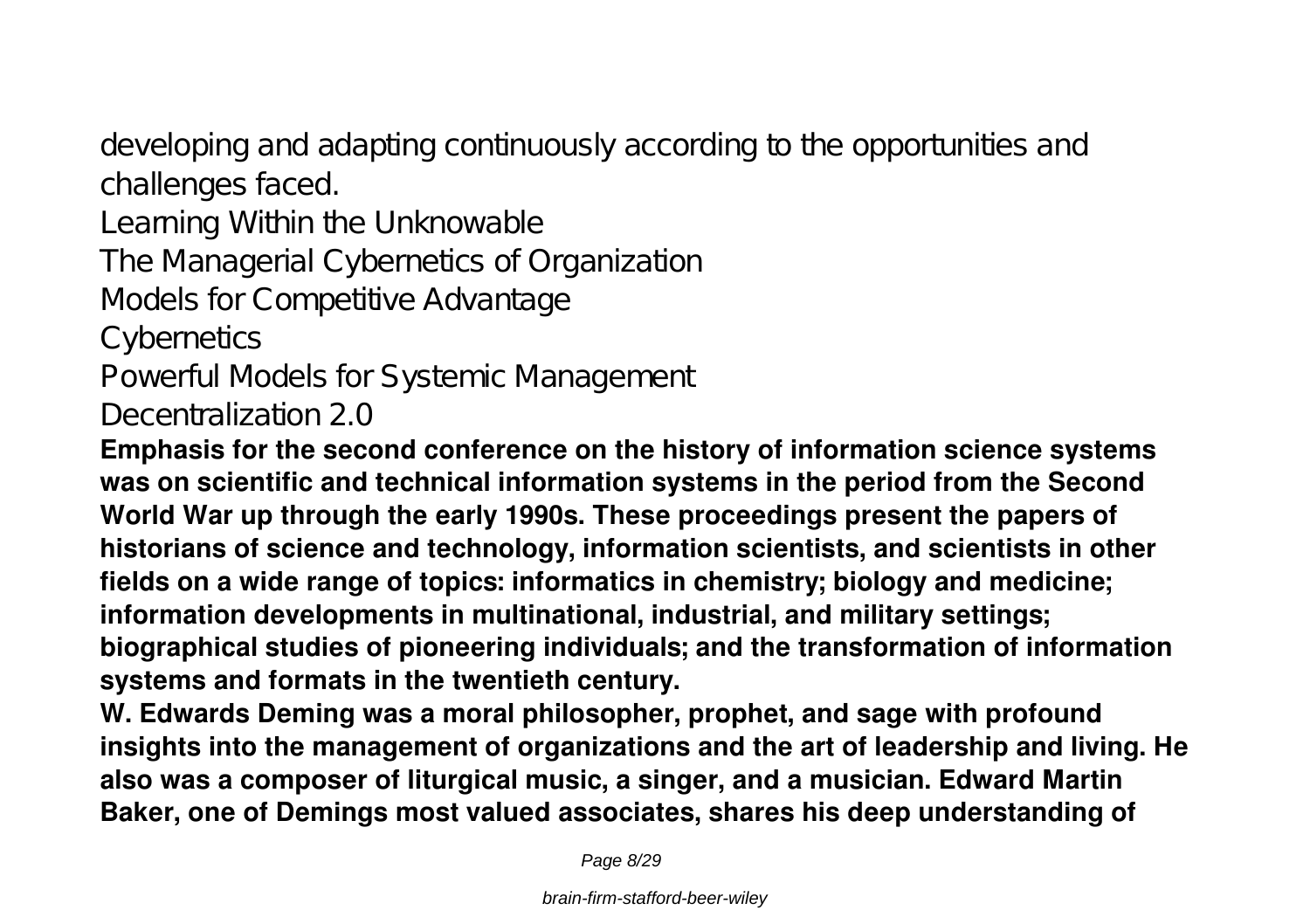developing and adapting continuously according to the opportunities and challenges faced.

Learning Within the Unknowable

The Managerial Cybernetics of Organization

Models for Competitive Advantage

Cybernetics

Powerful Models for Systemic Management

Decentralization 2.0

**Emphasis for the second conference on the history of information science systems was on scientific and technical information systems in the period from the Second World War up through the early 1990s. These proceedings present the papers of historians of science and technology, information scientists, and scientists in other fields on a wide range of topics: informatics in chemistry; biology and medicine; information developments in multinational, industrial, and military settings; biographical studies of pioneering individuals; and the transformation of information systems and formats in the twentieth century.**

**W. Edwards Deming was a moral philosopher, prophet, and sage with profound insights into the management of organizations and the art of leadership and living. He also was a composer of liturgical music, a singer, and a musician. Edward Martin Baker, one of Demings most valued associates, shares his deep understanding of**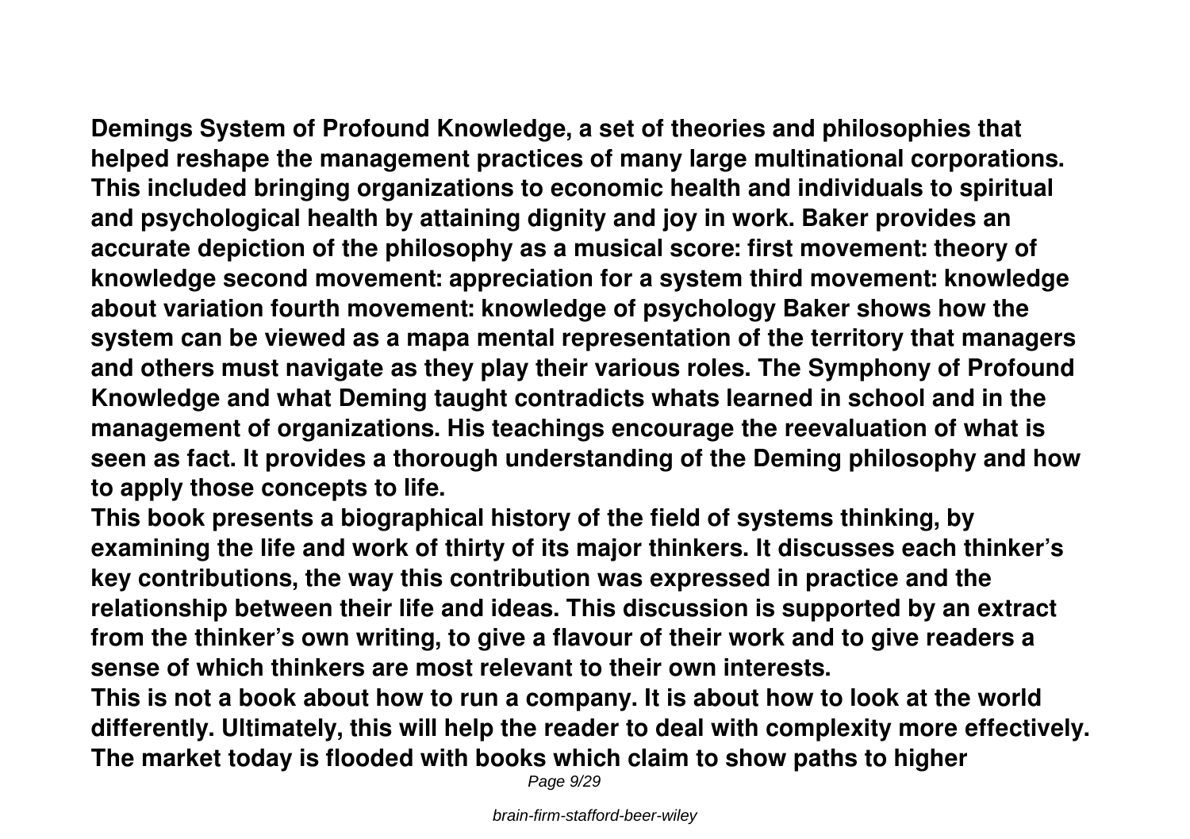**Demings System of Profound Knowledge, a set of theories and philosophies that helped reshape the management practices of many large multinational corporations. This included bringing organizations to economic health and individuals to spiritual and psychological health by attaining dignity and joy in work. Baker provides an accurate depiction of the philosophy as a musical score: first movement: theory of knowledge second movement: appreciation for a system third movement: knowledge about variation fourth movement: knowledge of psychology Baker shows how the system can be viewed as a mapa mental representation of the territory that managers and others must navigate as they play their various roles. The Symphony of Profound Knowledge and what Deming taught contradicts whats learned in school and in the management of organizations. His teachings encourage the reevaluation of what is seen as fact. It provides a thorough understanding of the Deming philosophy and how to apply those concepts to life.**

**This book presents a biographical history of the field of systems thinking, by examining the life and work of thirty of its major thinkers. It discusses each thinker's key contributions, the way this contribution was expressed in practice and the relationship between their life and ideas. This discussion is supported by an extract from the thinker's own writing, to give a flavour of their work and to give readers a sense of which thinkers are most relevant to their own interests.**

**This is not a book about how to run a company. It is about how to look at the world differently. Ultimately, this will help the reader to deal with complexity more effectively. The market today is flooded with books which claim to show paths to higher**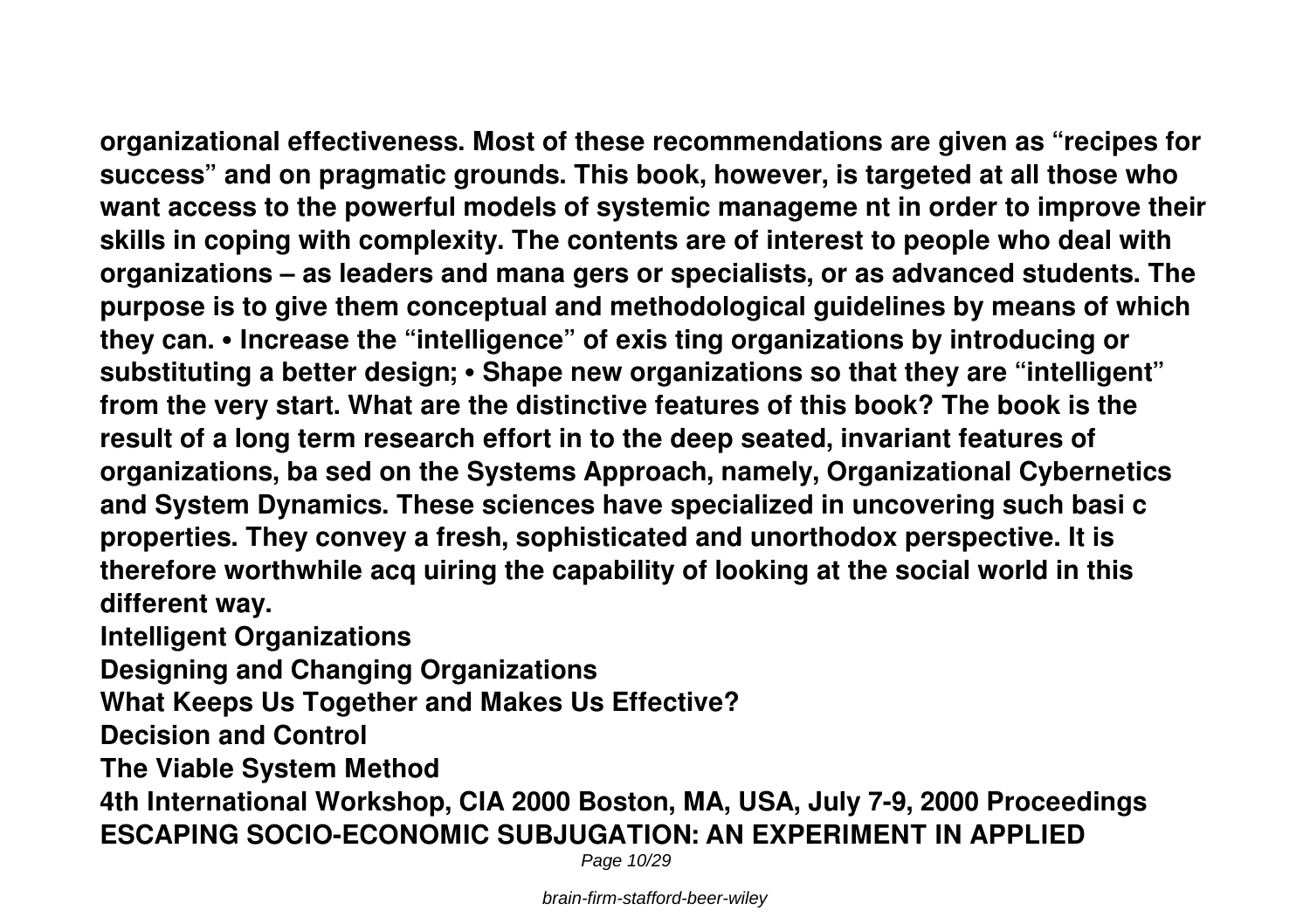**organizational effectiveness. Most of these recommendations are given as "recipes for success" and on pragmatic grounds. This book, however, is targeted at all those who want access to the powerful models of systemic manageme nt in order to improve their skills in coping with complexity. The contents are of interest to people who deal with organizations – as leaders and mana gers or specialists, or as advanced students. The purpose is to give them conceptual and methodological guidelines by means of which they can. • Increase the "intelligence" of exis ting organizations by introducing or substituting a better design; • Shape new organizations so that they are "intelligent" from the very start. What are the distinctive features of this book? The book is the result of a long term research effort in to the deep seated, invariant features of organizations, ba sed on the Systems Approach, namely, Organizational Cybernetics and System Dynamics. These sciences have specialized in uncovering such basi c properties. They convey a fresh, sophisticated and unorthodox perspective. It is therefore worthwhile acq uiring the capability of looking at the social world in this different way.**

**Intelligent Organizations**

**Designing and Changing Organizations**

**What Keeps Us Together and Makes Us Effective?**

**Decision and Control**

**The Viable System Method**

**4th International Workshop, CIA 2000 Boston, MA, USA, July 7-9, 2000 Proceedings**

**ESCAPING SOCIO-ECONOMIC SUBJUGATION: AN EXPERIMENT IN APPLIED**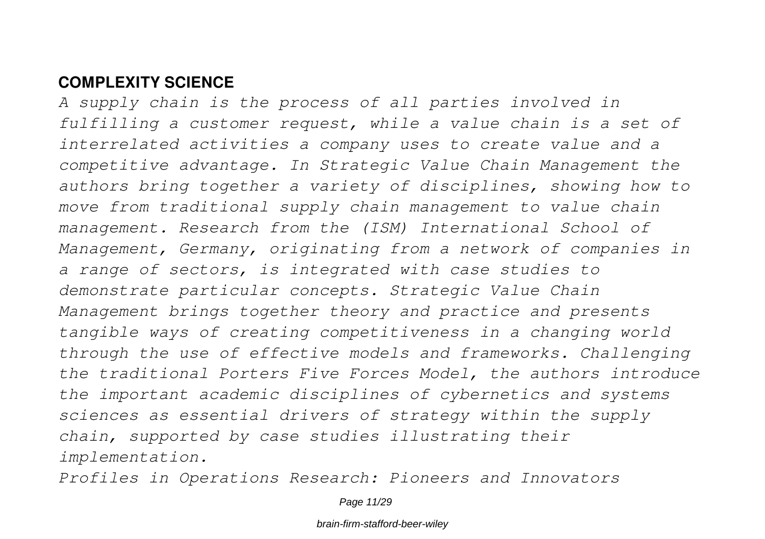## COMPLEXITY SCIENCE

*A supply chain is the process of all parties involved in fulfilling a customer request, while a value chain is a set of interrelated activities a company uses to create value and a competitive advantage. In Strategic Value Chain Management the authors bring together a variety of disciplines, showing how to move from traditional supply chain management to value chain management. Research from the (ISM) International School of Management, Germany, originating from a network of companies in a range of sectors, is integrated with case studies to demonstrate particular concepts. Strategic Value Chain Management brings together theory and practice and presents tangible ways of creating competitiveness in a changing world through the use of effective models and frameworks. Challenging the traditional Porters Five Forces Model, the authors introduce the important academic disciplines of cybernetics and systems sciences as essential drivers of strategy within the supply chain, supported by case studies illustrating their implementation.*

*Profiles in Operations Research: Pioneers and Innovators*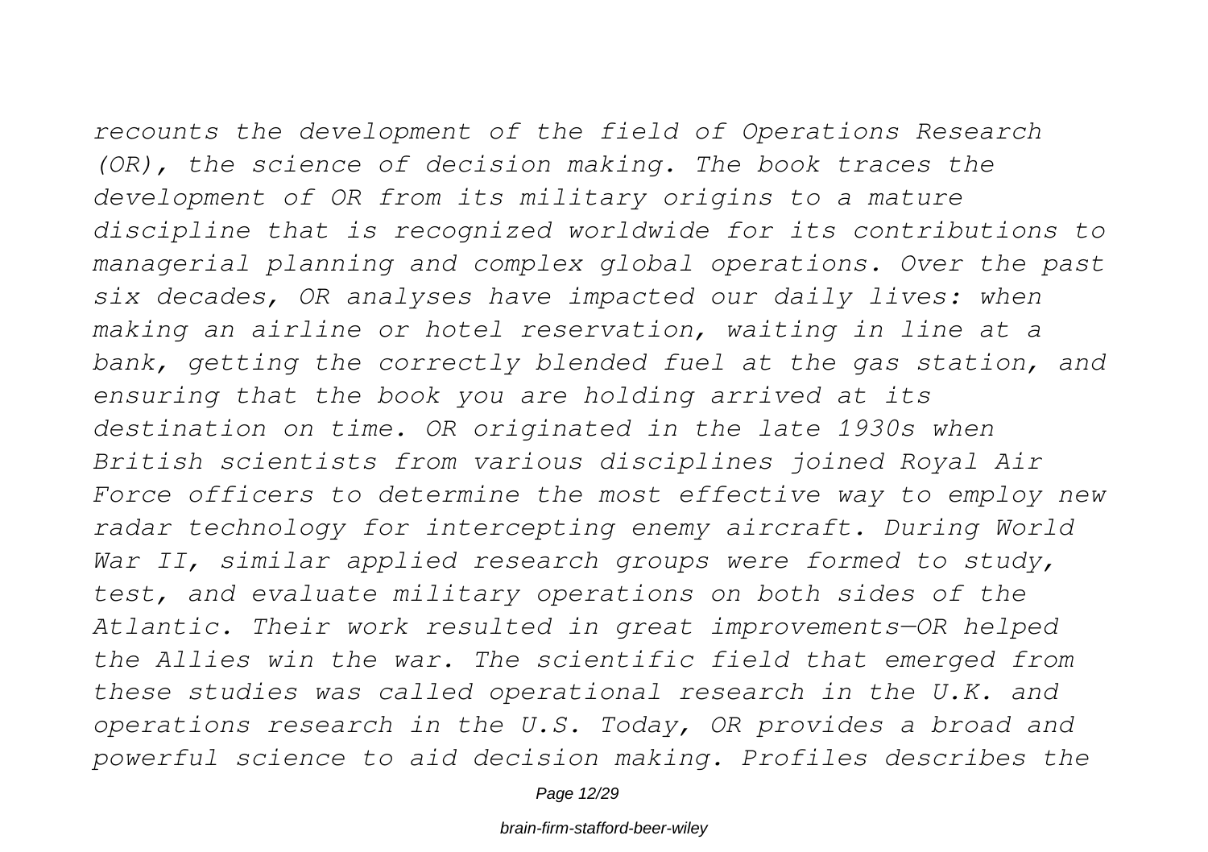*recounts the development of the field of Operations Research (OR), the science of decision making. The book traces the development of OR from its military origins to a mature discipline that is recognized worldwide for its contributions to managerial planning and complex global operations. Over the past six decades, OR analyses have impacted our daily lives: when making an airline or hotel reservation, waiting in line at a bank, getting the correctly blended fuel at the gas station, and ensuring that the book you are holding arrived at its destination on time. OR originated in the late 1930s when British scientists from various disciplines joined Royal Air Force officers to determine the most effective way to employ new radar technology for intercepting enemy aircraft. During World War II, similar applied research groups were formed to study, test, and evaluate military operations on both sides of the Atlantic. Their work resulted in great improvements—OR helped the Allies win the war. The scientific field that emerged from these studies was called operational research in the U.K. and operations research in the U.S. Today, OR provides a broad and powerful science to aid decision making. Profiles describes the*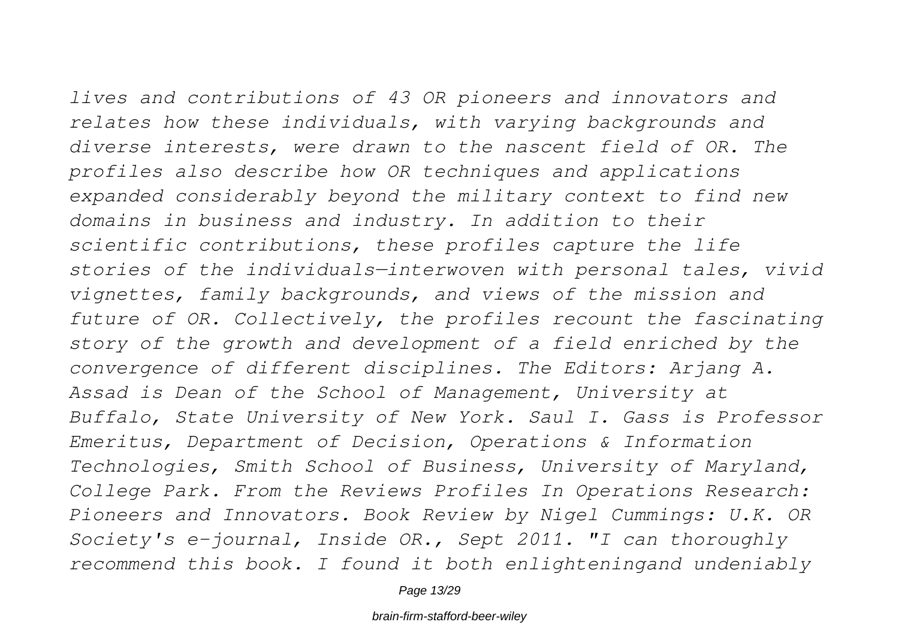*lives and contributions of 43 OR pioneers and innovators and relates how these individuals, with varying backgrounds and diverse interests, were drawn to the nascent field of OR. The profiles also describe how OR techniques and applications expanded considerably beyond the military context to find new domains in business and industry. In addition to their scientific contributions, these profiles capture the life stories of the individuals—interwoven with personal tales, vivid vignettes, family backgrounds, and views of the mission and future of OR. Collectively, the profiles recount the fascinating story of the growth and development of a field enriched by the convergence of different disciplines. The Editors: Arjang A. Assad is Dean of the School of Management, University at Buffalo, State University of New York. Saul I. Gass is Professor Emeritus, Department of Decision, Operations & Information Technologies, Smith School of Business, University of Maryland, College Park. From the Reviews Profiles In Operations Research: Pioneers and Innovators. Book Review by Nigel Cummings: U.K. OR Society's e-journal, Inside OR., Sept 2011. "I can thoroughly recommend this book. I found it both enlighteningand undeniably*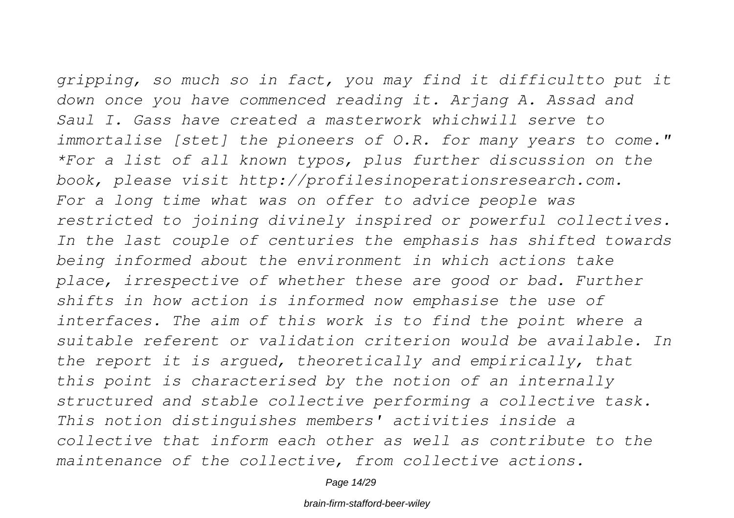*gripping, so much so in fact, you may find it difficultto put it down once you have commenced reading it. Arjang A. Assad and Saul I. Gass have created a masterwork whichwill serve to immortalise [stet] the pioneers of O.R. for many years to come." *For a list of all known typos, plus further discussion on the book, please visit http://profilesinoperationsresearch.com.*

*For a long time what was on offer to advice people was restricted to joining divinely inspired or powerful collectives. In the last couple of centuries the emphasis has shifted towards being informed about the environment in which actions take place, irrespective of whether these are good or bad. Further shifts in how action is informed now emphasise the use of interfaces. The aim of this work is to find the point where a suitable referent or validation criterion would be available. In the report it is argued, theoretically and empirically, that this point is characterised by the notion of an internally structured and stable collective performing a collective task. This notion distinguishes members' activities inside a collective that inform each other as well as contribute to the maintenance of the collective, from collective actions.*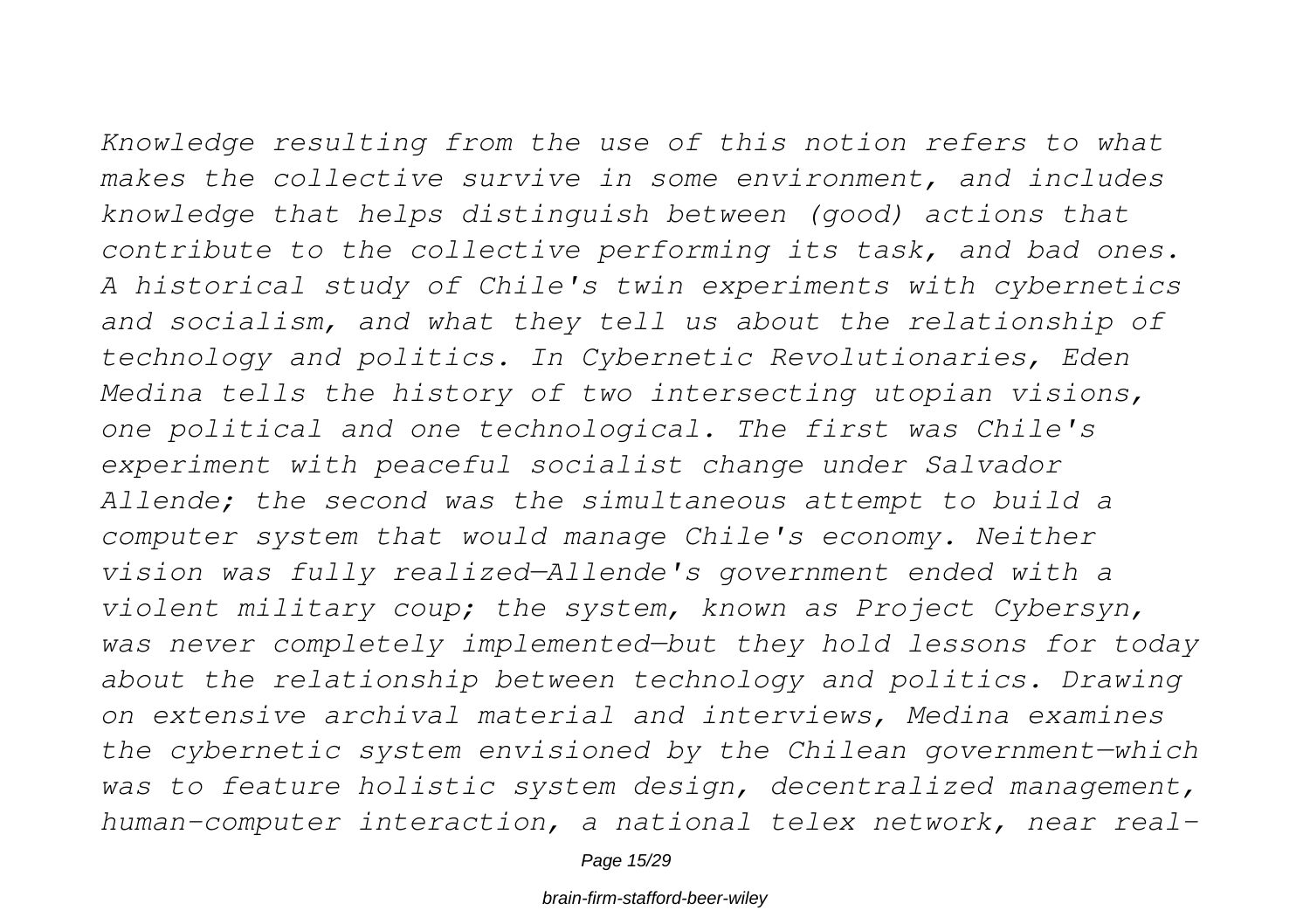*Knowledge resulting from the use of this notion refers to what makes the collective survive in some environment, and includes knowledge that helps distinguish between (good) actions that contribute to the collective performing its task, and bad ones. A historical study of Chile's twin experiments with cybernetics and socialism, and what they tell us about the relationship of technology and politics. In Cybernetic Revolutionaries, Eden Medina tells the history of two intersecting utopian visions, one political and one technological. The first was Chile's experiment with peaceful socialist change under Salvador Allende; the second was the simultaneous attempt to build a computer system that would manage Chile's economy. Neither vision was fully realized—Allende's government ended with a violent military coup; the system, known as Project Cybersyn, was never completely implemented—but they hold lessons for today about the relationship between technology and politics. Drawing on extensive archival material and interviews, Medina examines the cybernetic system envisioned by the Chilean government—which was to feature holistic system design, decentralized management, human-computer interaction, a national telex network, near real-*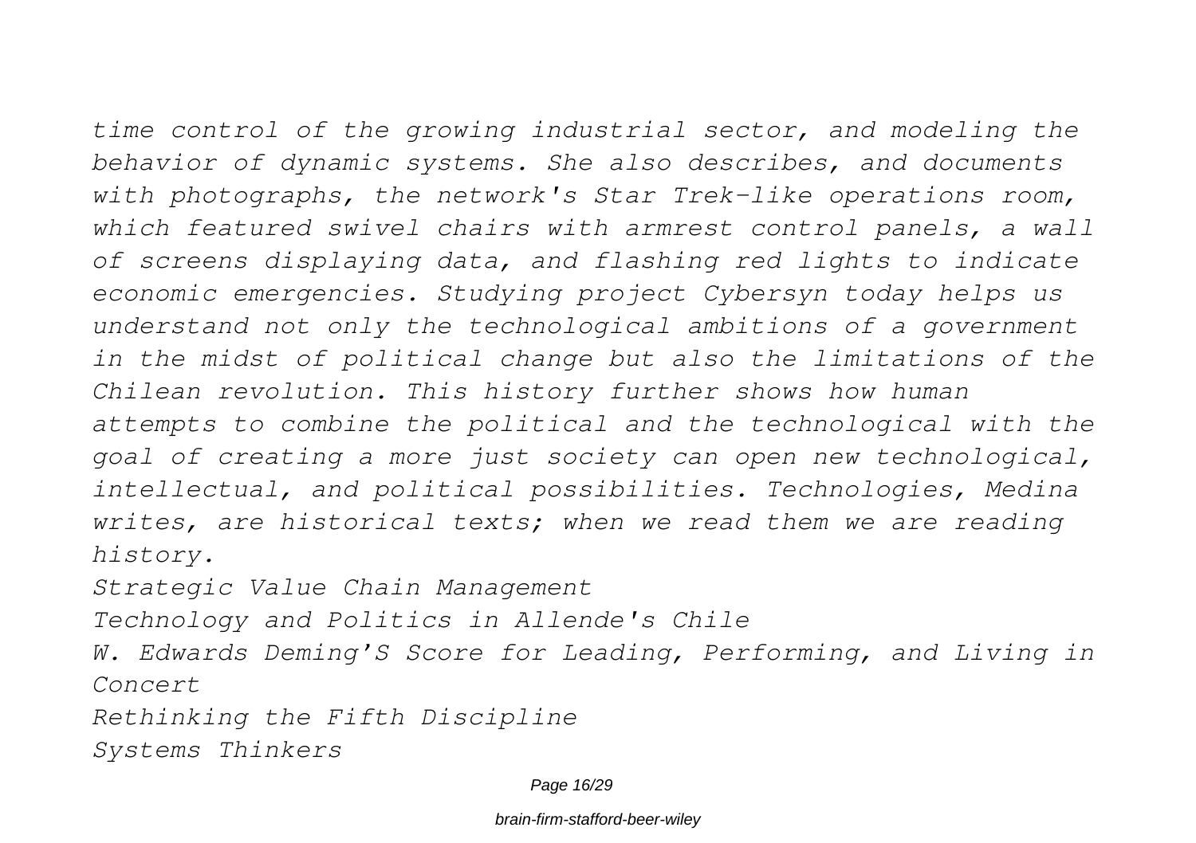*time control of the growing industrial sector, and modeling the behavior of dynamic systems. She also describes, and documents with photographs, the network's Star Trek-like operations room, which featured swivel chairs with armrest control panels, a wall of screens displaying data, and flashing red lights to indicate economic emergencies. Studying project Cybersyn today helps us understand not only the technological ambitions of a government in the midst of political change but also the limitations of the Chilean revolution. This history further shows how human attempts to combine the political and the technological with the goal of creating a more just society can open new technological, intellectual, and political possibilities. Technologies, Medina writes, are historical texts; when we read them we are reading history.*

*Strategic Value Chain Management*

*Technology and Politics in Allende's Chile*

*W. Edwards Deming'S Score for Leading, Performing, and Living in Concert*

*Rethinking the Fifth Discipline*

*Systems Thinkers*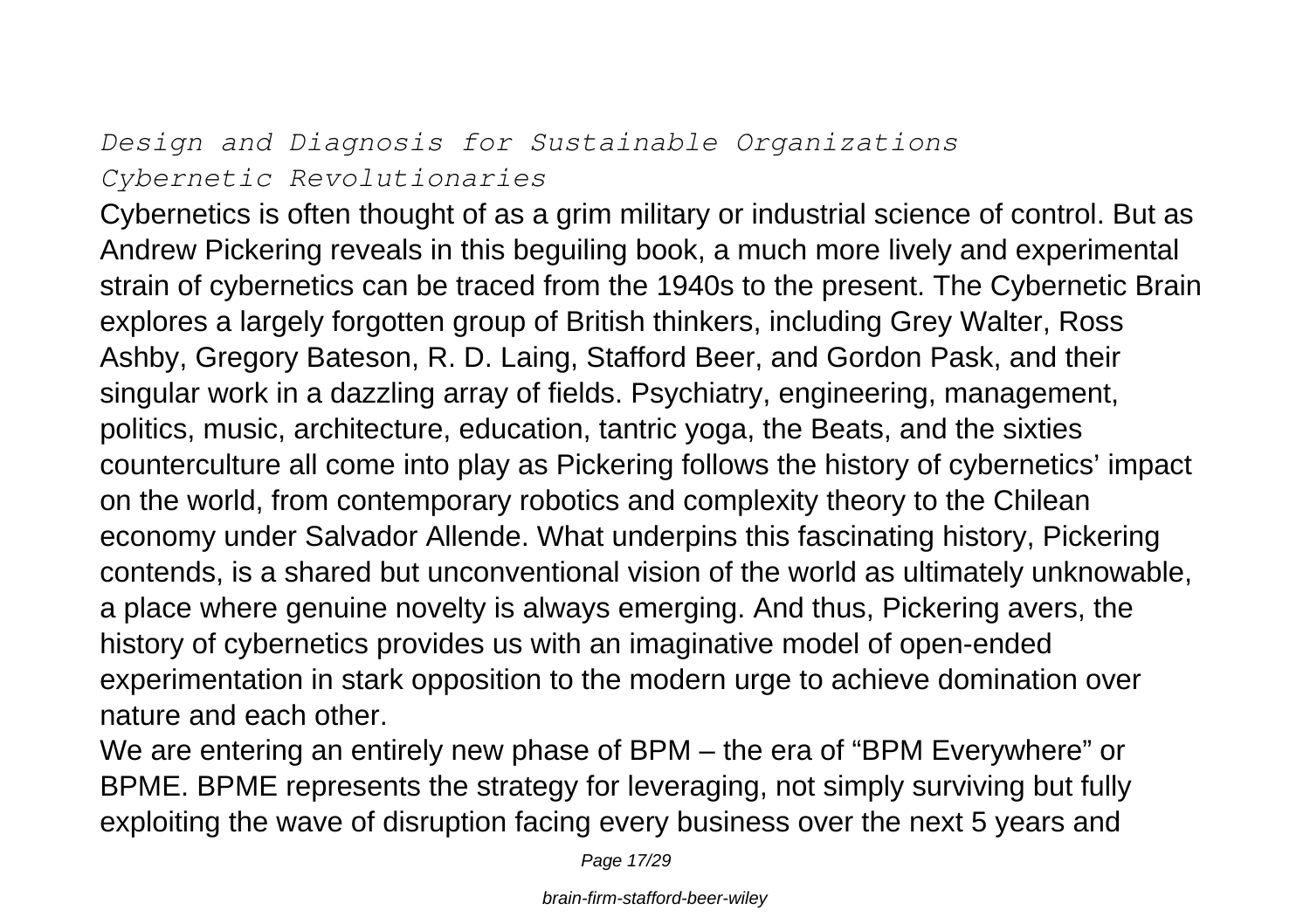*Design and Diagnosis for Sustainable Organizations*

*Cybernetic Revolutionaries*

Cybernetics is often thought of as a grim military or industrial science of control. But as Andrew Pickering reveals in this beguiling book, a much more lively and experimental strain of cybernetics can be traced from the 1940s to the present. The Cybernetic Brain explores a largely forgotten group of British thinkers, including Grey Walter, Ross Ashby, Gregory Bateson, R. D. Laing, Stafford Beer, and Gordon Pask, and their singular work in a dazzling array of fields. Psychiatry, engineering, management, politics, music, architecture, education, tantric yoga, the Beats, and the sixties counterculture all come into play as Pickering follows the history of cybernetics' impact on the world, from contemporary robotics and complexity theory to the Chilean economy under Salvador Allende. What underpins this fascinating history, Pickering contends, is a shared but unconventional vision of the world as ultimately unknowable, a place where genuine novelty is always emerging. And thus, Pickering avers, the history of cybernetics provides us with an imaginative model of open-ended experimentation in stark opposition to the modern urge to achieve domination over nature and each other.

We are entering an entirely new phase of BPM – the era of "BPM Everywhere" or BPME. BPME represents the strategy for leveraging, not simply surviving but fully exploiting the wave of disruption facing every business over the next 5 years and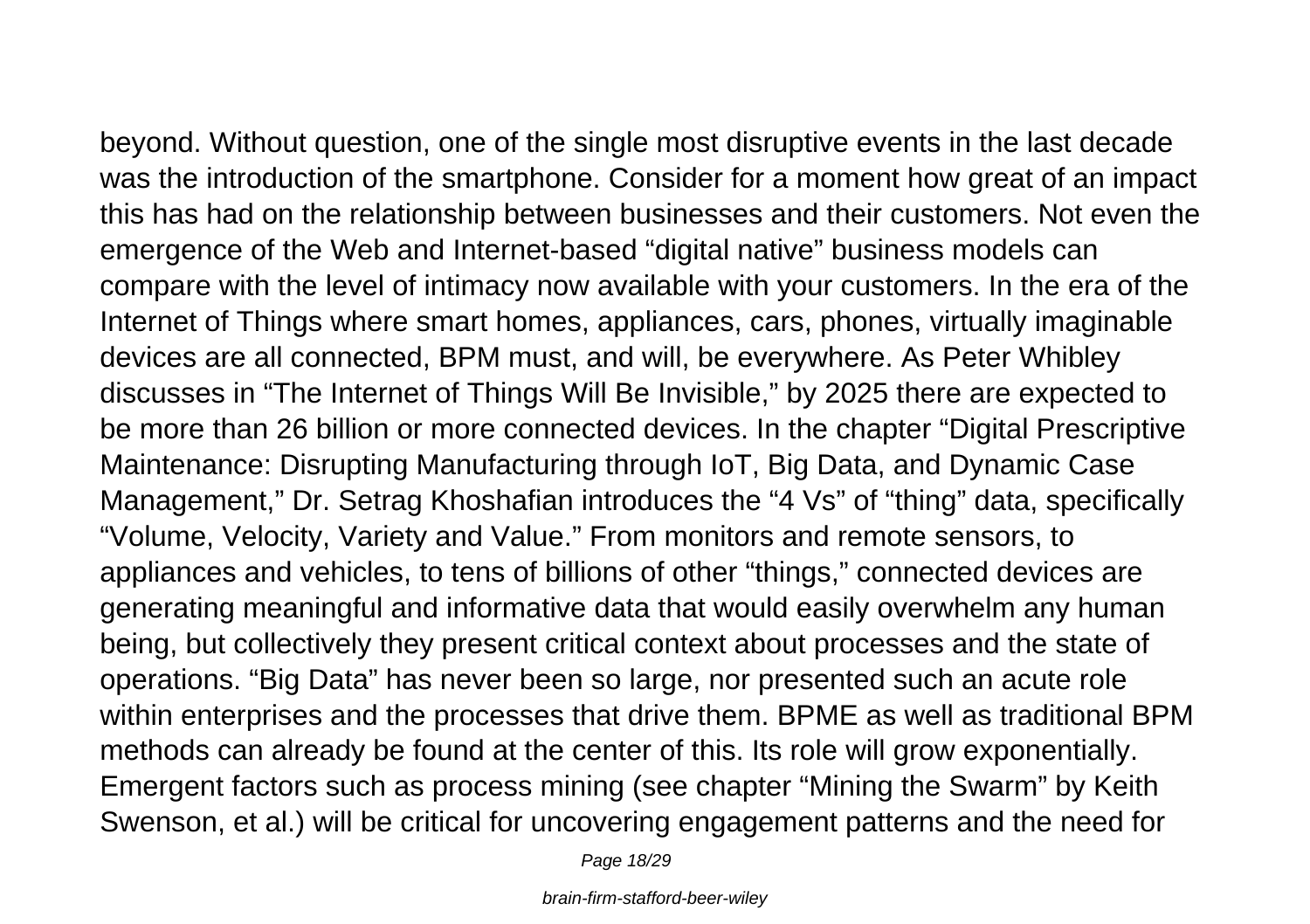beyond. Without question, one of the single most disruptive events in the last decade was the introduction of the smartphone. Consider for a moment how great of an impact this has had on the relationship between businesses and their customers. Not even the emergence of the Web and Internet-based "digital native" business models can compare with the level of intimacy now available with your customers. In the era of the Internet of Things where smart homes, appliances, cars, phones, virtually imaginable devices are all connected, BPM must, and will, be everywhere. As Peter Whibley discusses in "The Internet of Things Will Be Invisible," by 2025 there are expected to be more than 26 billion or more connected devices. In the chapter "Digital Prescriptive Maintenance: Disrupting Manufacturing through IoT, Big Data, and Dynamic Case Management," Dr. Setrag Khoshafian introduces the "4 Vs" of "thing" data, specifically "Volume, Velocity, Variety and Value." From monitors and remote sensors, to appliances and vehicles, to tens of billions of other "things," connected devices are generating meaningful and informative data that would easily overwhelm any human being, but collectively they present critical context about processes and the state of operations. "Big Data" has never been so large, nor presented such an acute role within enterprises and the processes that drive them. BPME as well as traditional BPM methods can already be found at the center of this. Its role will grow exponentially. Emergent factors such as process mining (see chapter "Mining the Swarm" by Keith Swenson, et al.) will be critical for uncovering engagement patterns and the need for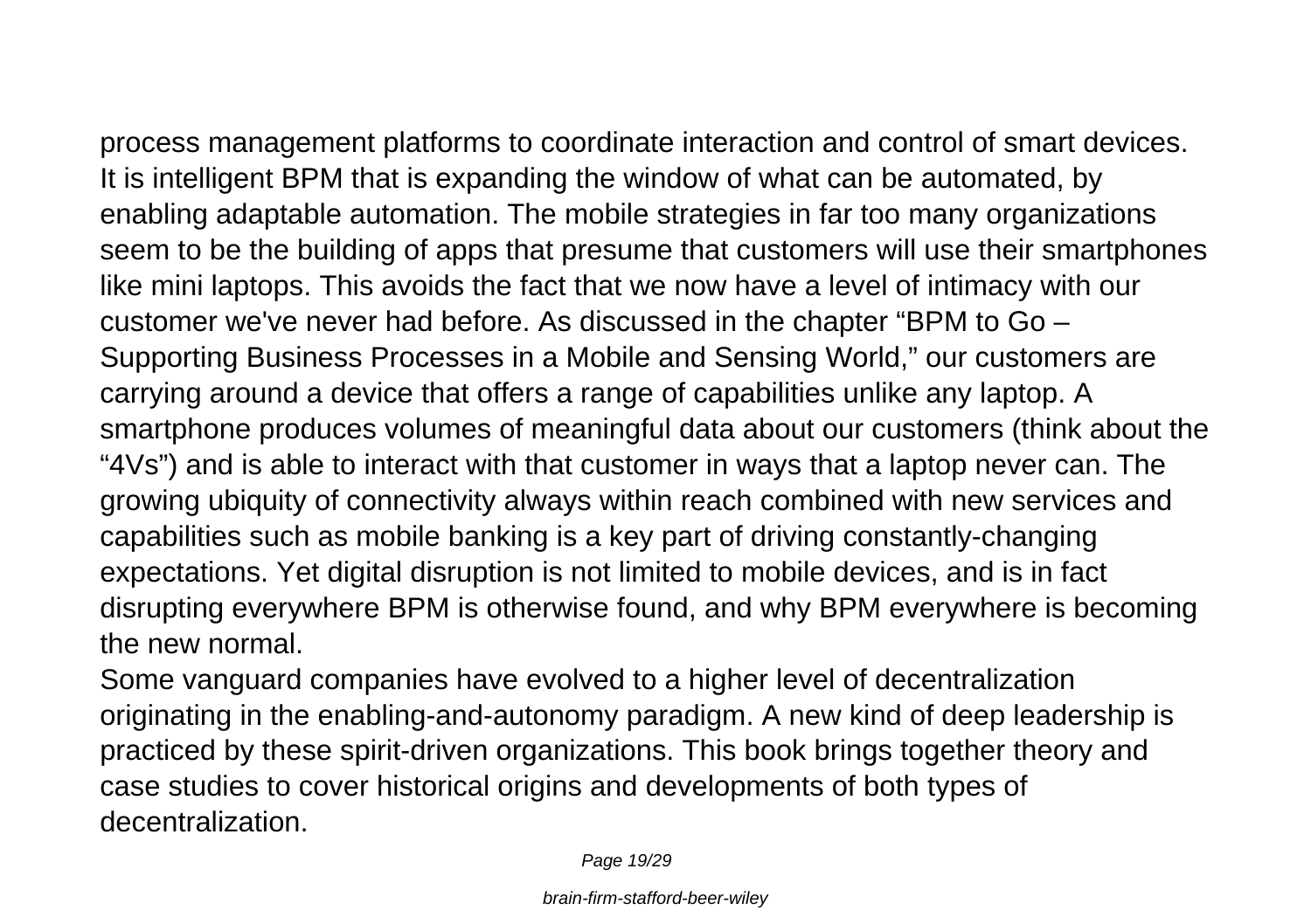process management platforms to coordinate interaction and control of smart devices. It is intelligent BPM that is expanding the window of what can be automated, by enabling adaptable automation. The mobile strategies in far too many organizations seem to be the building of apps that presume that customers will use their smartphones like mini laptops. This avoids the fact that we now have a level of intimacy with our customer we've never had before. As discussed in the chapter "BPM to Go – Supporting Business Processes in a Mobile and Sensing World," our customers are carrying around a device that offers a range of capabilities unlike any laptop. A smartphone produces volumes of meaningful data about our customers (think about the "4Vs") and is able to interact with that customer in ways that a laptop never can. The growing ubiquity of connectivity always within reach combined with new services and capabilities such as mobile banking is a key part of driving constantly-changing expectations. Yet digital disruption is not limited to mobile devices, and is in fact disrupting everywhere BPM is otherwise found, and why BPM everywhere is becoming the new normal.

Some vanguard companies have evolved to a higher level of decentralization originating in the enabling-and-autonomy paradigm. A new kind of deep leadership is practiced by these spirit-driven organizations. This book brings together theory and case studies to cover historical origins and developments of both types of decentralization.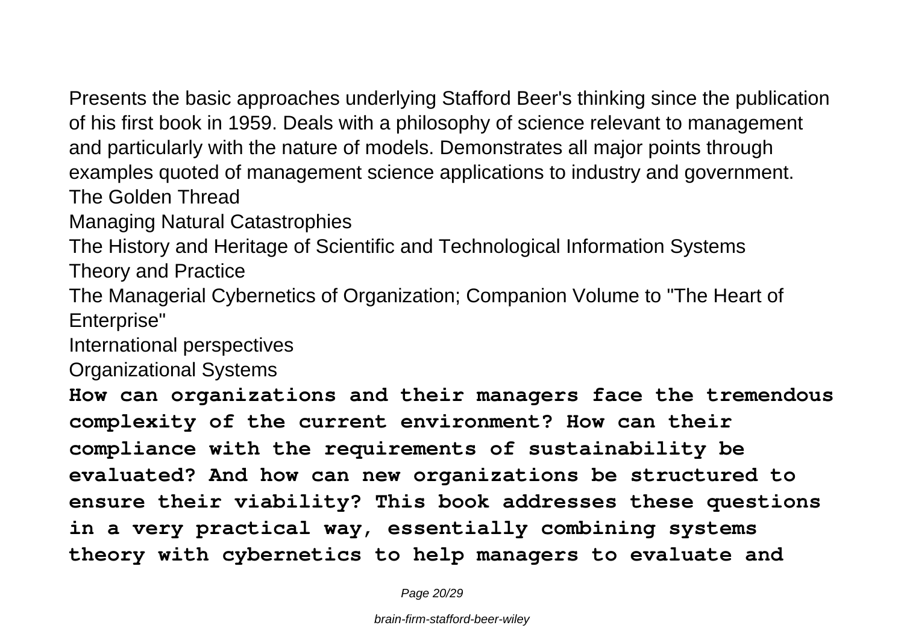Presents the basic approaches underlying Stafford Beer's thinking since the publication of his first book in 1959. Deals with a philosophy of science relevant to management and particularly with the nature of models. Demonstrates all major points through examples quoted of management science applications to industry and government.

The Golden Thread

Managing Natural Catastrophies

The History and Heritage of Scientific and Technological Information Systems

Theory and Practice

The Managerial Cybernetics of Organization; Companion Volume to "The Heart of Enterprise"

International perspectives

Organizational Systems

**How can organizations and their managers face the tremendous complexity of the current environment? How can their compliance with the requirements of sustainability be evaluated? And how can new organizations be structured to ensure their viability? This book addresses these questions in a very practical way, essentially combining systems theory with cybernetics to help managers to evaluate and**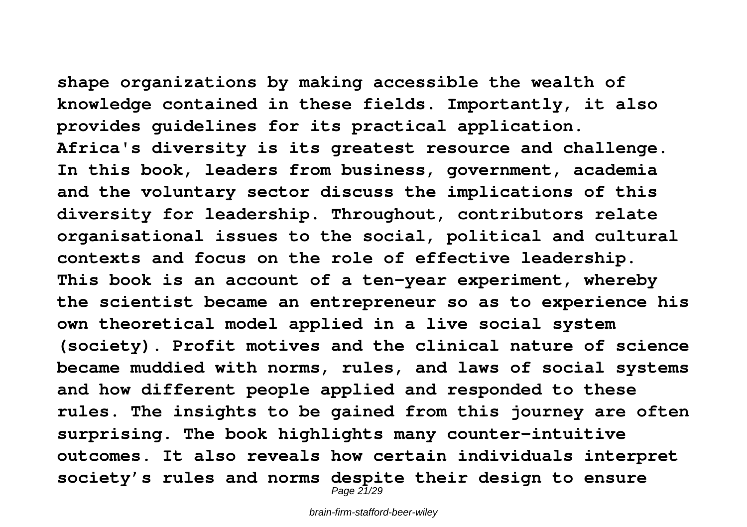**shape organizations by making accessible the wealth of knowledge contained in these fields. Importantly, it also provides guidelines for its practical application.**
**Africa's diversity is its greatest resource and challenge. In this book, leaders from business, government, academia and the voluntary sector discuss the implications of this diversity for leadership. Throughout, contributors relate organisational issues to the social, political and cultural contexts and focus on the role of effective leadership.**
**This book is an account of a ten-year experiment, whereby the scientist became an entrepreneur so as to experience his own theoretical model applied in a live social system (society). Profit motives and the clinical nature of science became muddied with norms, rules, and laws of social systems and how different people applied and responded to these rules. The insights to be gained from this journey are often surprising. The book highlights many counter-intuitive outcomes. It also reveals how certain individuals interpret society's rules and norms despite their design to ensure**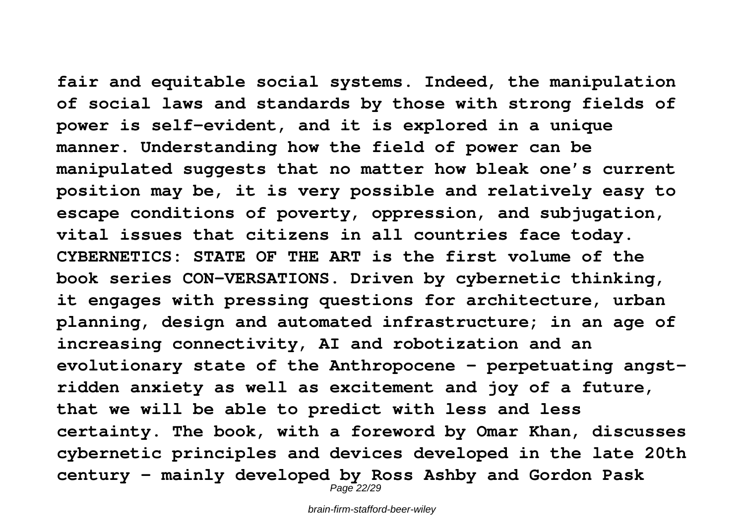**fair and equitable social systems. Indeed, the manipulation of social laws and standards by those with strong fields of power is self-evident, and it is explored in a unique manner. Understanding how the field of power can be manipulated suggests that no matter how bleak one's current position may be, it is very possible and relatively easy to escape conditions of poverty, oppression, and subjugation, vital issues that citizens in all countries face today. CYBERNETICS: STATE OF THE ART is the first volume of the book series CON-VERSATIONS. Driven by cybernetic thinking, it engages with pressing questions for architecture, urban planning, design and automated infrastructure; in an age of increasing connectivity, AI and robotization and an evolutionary state of the Anthropocene - perpetuating angst-ridden anxiety as well as excitement and joy of a future, that we will be able to predict with less and less certainty. The book, with a foreword by Omar Khan, discusses cybernetic principles and devices developed in the late 20th century - mainly developed by Ross Ashby and Gordon Pask**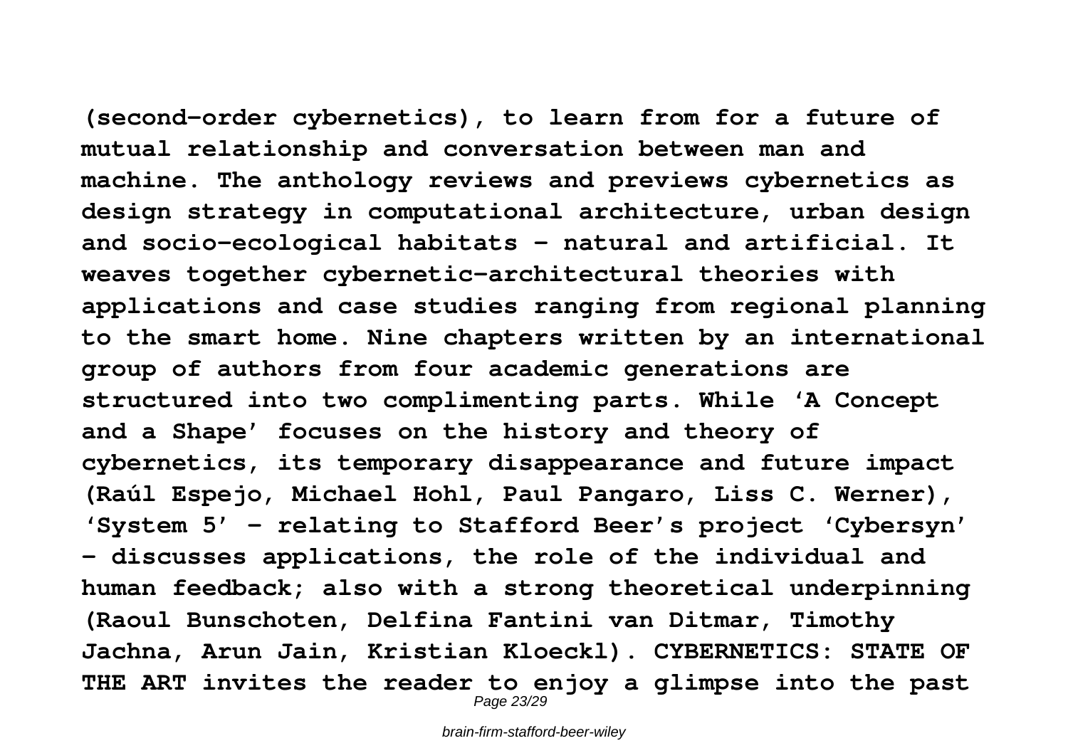(second-order cybernetics), to learn from for a future of mutual relationship and conversation between man and machine. The anthology reviews and previews cybernetics as design strategy in computational architecture, urban design and socio-ecological habitats – natural and artificial. It weaves together cybernetic-architectural theories with applications and case studies ranging from regional planning to the smart home. Nine chapters written by an international group of authors from four academic generations are structured into two complimenting parts. While 'A Concept and a Shape' focuses on the history and theory of cybernetics, its temporary disappearance and future impact (Raúl Espejo, Michael Hohl, Paul Pangaro, Liss C. Werner), 'System 5' – relating to Stafford Beer's project 'Cybersyn' – discusses applications, the role of the individual and human feedback; also with a strong theoretical underpinning (Raoul Bunschoten, Delfina Fantini van Ditmar, Timothy Jachna, Arun Jain, Kristian Kloeckl). CYBERNETICS: STATE OF THE ART invites the reader to enjoy a glimpse into the past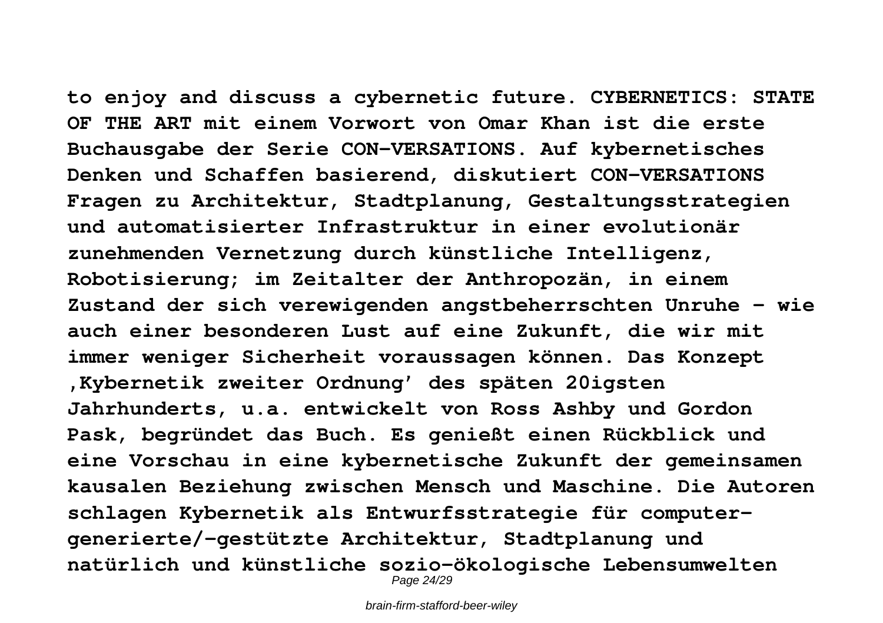to enjoy and discuss a cybernetic future. CYBERNETICS: STATE OF THE ART mit einem Vorwort von Omar Khan ist die erste Buchausgabe der Serie CON-VERSATIONS. Auf kybernetisches Denken und Schaffen basierend, diskutiert CON-VERSATIONS Fragen zu Architektur, Stadtplanung, Gestaltungsstrategien und automatisierter Infrastruktur in einer evolutionär zunehmenden Vernetzung durch künstliche Intelligenz, Robotisierung; im Zeitalter der Anthropozän, in einem Zustand der sich verewigenden angstbeherrschten Unruhe – wie auch einer besonderen Lust auf eine Zukunft, die wir mit immer weniger Sicherheit voraussagen können. Das Konzept ‚Kybernetik zweiter Ordnung' des späten 20igsten Jahrhunderts, u.a. entwickelt von Ross Ashby und Gordon Pask, begründet das Buch. Es genießt einen Rückblick und eine Vorschau in eine kybernetische Zukunft der gemeinsamen kausalen Beziehung zwischen Mensch und Maschine. Die Autoren schlagen Kybernetik als Entwurfsstrategie für computer-generierte/-gestützte Architektur, Stadtplanung und natürlich und künstliche sozio-ökologische Lebensumwelten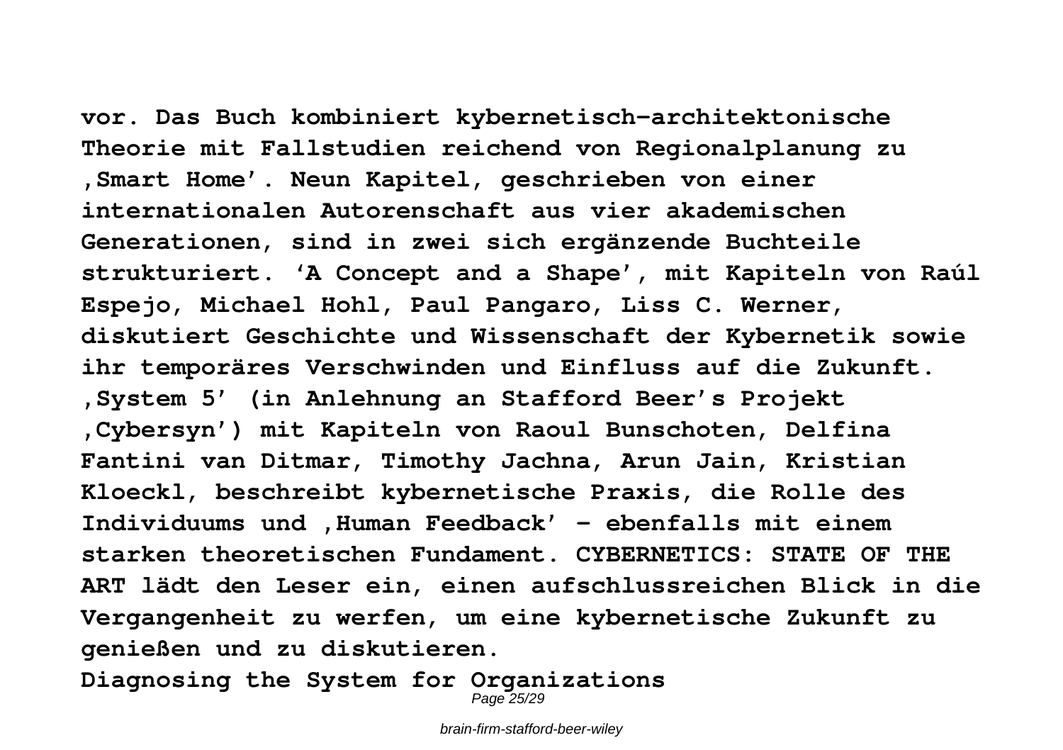**vor. Das Buch kombiniert kybernetisch-architektonische Theorie mit Fallstudien reichend von Regionalplanung zu ‚Smart Home'. Neun Kapitel, geschrieben von einer internationalen Autorenschaft aus vier akademischen Generationen, sind in zwei sich ergänzende Buchteile strukturiert. 'A Concept and a Shape', mit Kapiteln von Raúl Espejo, Michael Hohl, Paul Pangaro, Liss C. Werner, diskutiert Geschichte und Wissenschaft der Kybernetik sowie ihr temporäres Verschwinden und Einfluss auf die Zukunft. ‚System 5' (in Anlehnung an Stafford Beer's Projekt ‚Cybersyn') mit Kapiteln von Raoul Bunschoten, Delfina Fantini van Ditmar, Timothy Jachna, Arun Jain, Kristian Kloeckl, beschreibt kybernetische Praxis, die Rolle des Individuums und ‚Human Feedback' – ebenfalls mit einem starken theoretischen Fundament. CYBERNETICS: STATE OF THE ART lädt den Leser ein, einen aufschlussreichen Blick in die Vergangenheit zu werfen, um eine kybernetische Zukunft zu genießen und zu diskutieren.**

**Diagnosing the System for Organizations**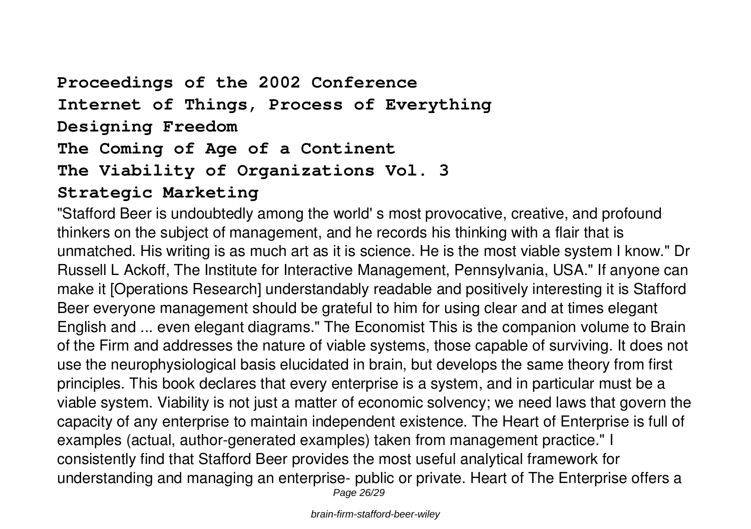**Proceedings of the 2002 Conference**

**Internet of Things, Process of Everything**

**Designing Freedom**

**The Coming of Age of a Continent**

**The Viability of Organizations Vol. 3**

**Strategic Marketing**

"Stafford Beer is undoubtedly among the world' s most provocative, creative, and profound thinkers on the subject of management, and he records his thinking with a flair that is unmatched. His writing is as much art as it is science. He is the most viable system I know." Dr Russell L Ackoff, The Institute for Interactive Management, Pennsylvania, USA." If anyone can make it [Operations Research] understandably readable and positively interesting it is Stafford Beer everyone management should be grateful to him for using clear and at times elegant English and ... even elegant diagrams." The Economist This is the companion volume to Brain of the Firm and addresses the nature of viable systems, those capable of surviving. It does not use the neurophysiological basis elucidated in brain, but develops the same theory from first principles. This book declares that every enterprise is a system, and in particular must be a viable system. Viability is not just a matter of economic solvency; we need laws that govern the capacity of any enterprise to maintain independent existence. The Heart of Enterprise is full of examples (actual, author-generated examples) taken from management practice." I consistently find that Stafford Beer provides the most useful analytical framework for understanding and managing an enterprise- public or private. Heart of The Enterprise offers a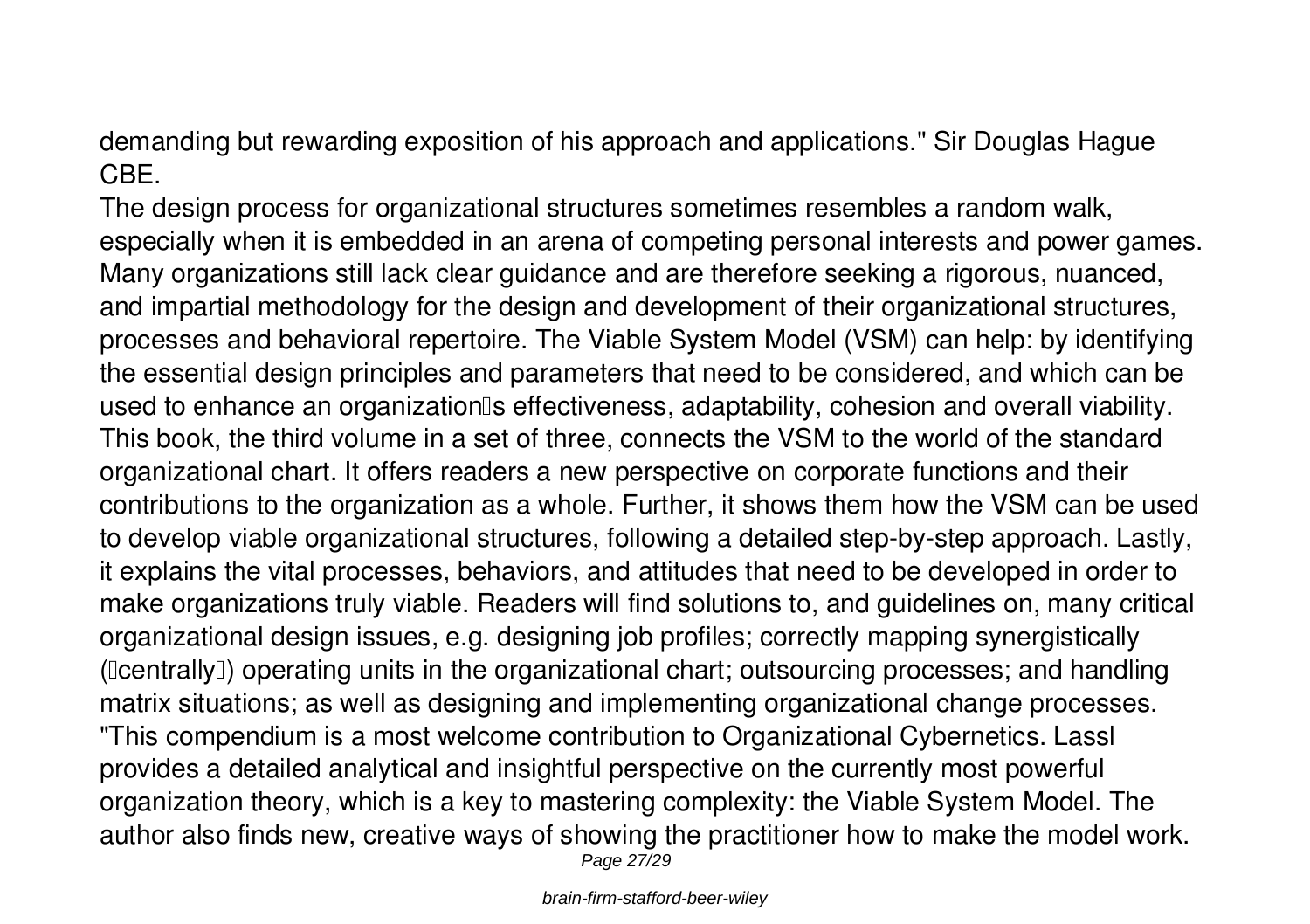demanding but rewarding exposition of his approach and applications." Sir Douglas Hague CBE.

The design process for organizational structures sometimes resembles a random walk, especially when it is embedded in an arena of competing personal interests and power games. Many organizations still lack clear guidance and are therefore seeking a rigorous, nuanced, and impartial methodology for the design and development of their organizational structures, processes and behavioral repertoire. The Viable System Model (VSM) can help: by identifying the essential design principles and parameters that need to be considered, and which can be used to enhance an organization's effectiveness, adaptability, cohesion and overall viability. This book, the third volume in a set of three, connects the VSM to the world of the standard organizational chart. It offers readers a new perspective on corporate functions and their contributions to the organization as a whole. Further, it shows them how the VSM can be used to develop viable organizational structures, following a detailed step-by-step approach. Lastly, it explains the vital processes, behaviors, and attitudes that need to be developed in order to make organizations truly viable. Readers will find solutions to, and guidelines on, many critical organizational design issues, e.g. designing job profiles; correctly mapping synergistically ("centrally") operating units in the organizational chart; outsourcing processes; and handling matrix situations; as well as designing and implementing organizational change processes. "This compendium is a most welcome contribution to Organizational Cybernetics. Lassl provides a detailed analytical and insightful perspective on the currently most powerful organization theory, which is a key to mastering complexity: the Viable System Model. The author also finds new, creative ways of showing the practitioner how to make the model work.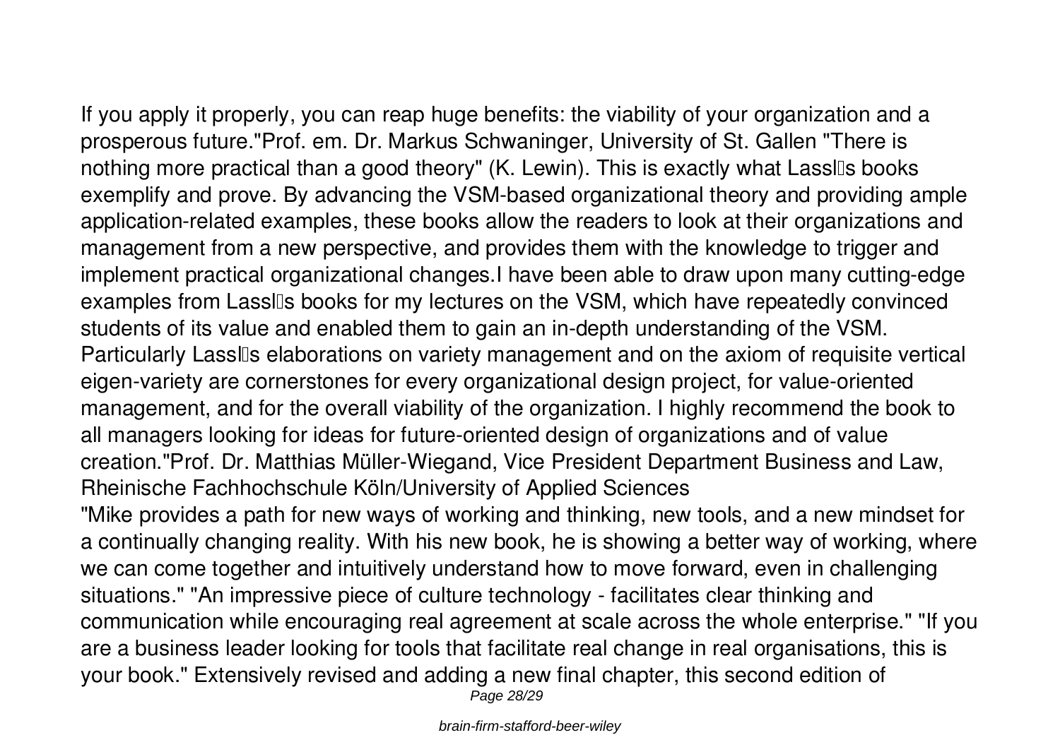If you apply it properly, you can reap huge benefits: the viability of your organization and a prosperous future."Prof. em. Dr. Markus Schwaninger, University of St. Gallen "There is nothing more practical than a good theory" (K. Lewin). This is exactly what Lassl's books exemplify and prove. By advancing the VSM-based organizational theory and providing ample application-related examples, these books allow the readers to look at their organizations and management from a new perspective, and provides them with the knowledge to trigger and implement practical organizational changes.I have been able to draw upon many cutting-edge examples from Lassl's books for my lectures on the VSM, which have repeatedly convinced students of its value and enabled them to gain an in-depth understanding of the VSM. Particularly Lassl's elaborations on variety management and on the axiom of requisite vertical eigen-variety are cornerstones for every organizational design project, for value-oriented management, and for the overall viability of the organization. I highly recommend the book to all managers looking for ideas for future-oriented design of organizations and of value creation."Prof. Dr. Matthias Müller-Wiegand, Vice President Department Business and Law, Rheinische Fachhochschule Köln/University of Applied Sciences

"Mike provides a path for new ways of working and thinking, new tools, and a new mindset for a continually changing reality. With his new book, he is showing a better way of working, where we can come together and intuitively understand how to move forward, even in challenging situations." "An impressive piece of culture technology - facilitates clear thinking and communication while encouraging real agreement at scale across the whole enterprise." "If you are a business leader looking for tools that facilitate real change in real organisations, this is your book." Extensively revised and adding a new final chapter, this second edition of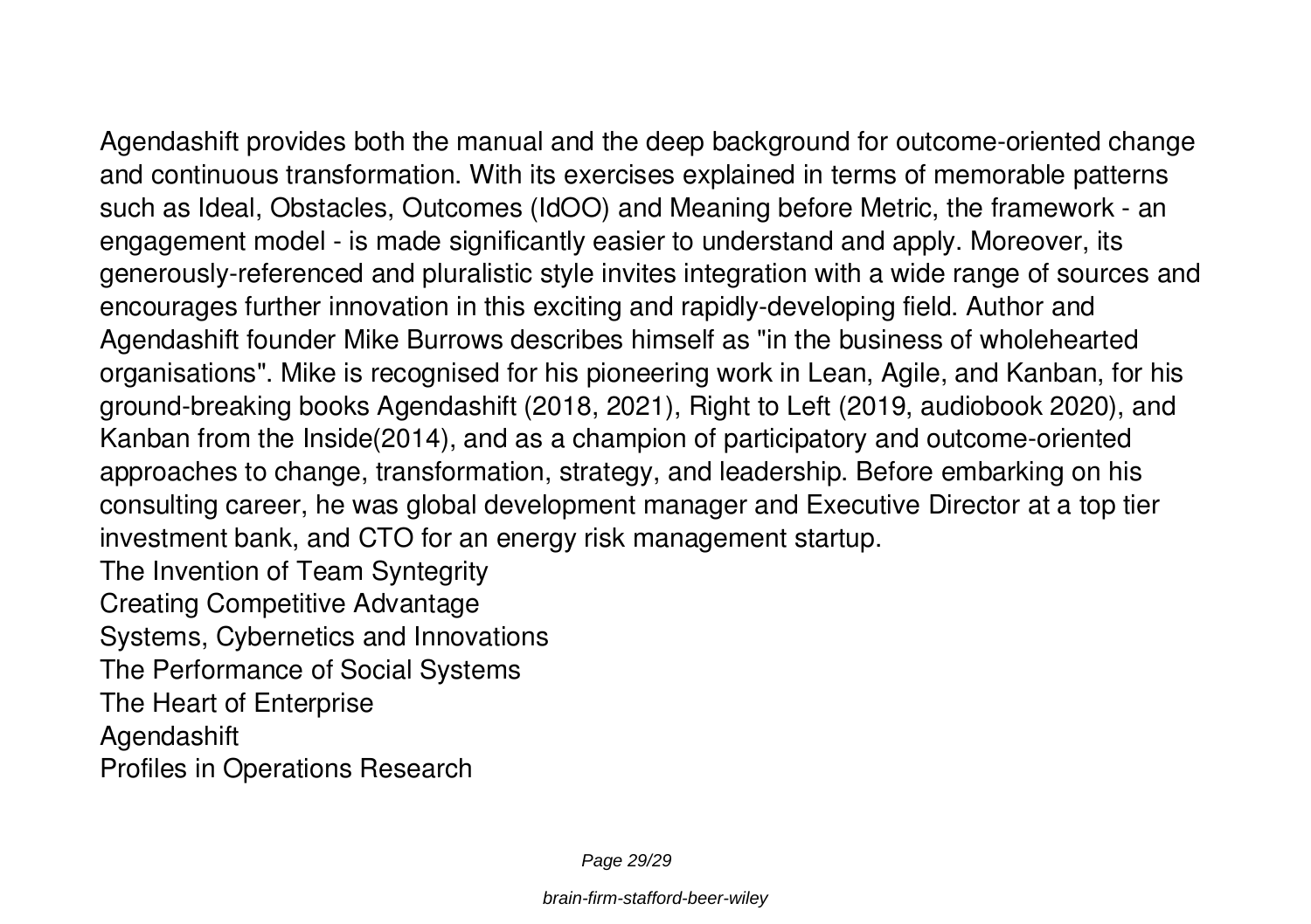Agendashift provides both the manual and the deep background for outcome-oriented change and continuous transformation. With its exercises explained in terms of memorable patterns such as Ideal, Obstacles, Outcomes (IdOO) and Meaning before Metric, the framework - an engagement model - is made significantly easier to understand and apply. Moreover, its generously-referenced and pluralistic style invites integration with a wide range of sources and encourages further innovation in this exciting and rapidly-developing field. Author and Agendashift founder Mike Burrows describes himself as "in the business of wholehearted organisations". Mike is recognised for his pioneering work in Lean, Agile, and Kanban, for his ground-breaking books Agendashift (2018, 2021), Right to Left (2019, audiobook 2020), and Kanban from the Inside(2014), and as a champion of participatory and outcome-oriented approaches to change, transformation, strategy, and leadership. Before embarking on his consulting career, he was global development manager and Executive Director at a top tier investment bank, and CTO for an energy risk management startup.

The Invention of Team Syntegrity

Creating Competitive Advantage

Systems, Cybernetics and Innovations

The Performance of Social Systems

The Heart of Enterprise

Agendashift

Profiles in Operations Research